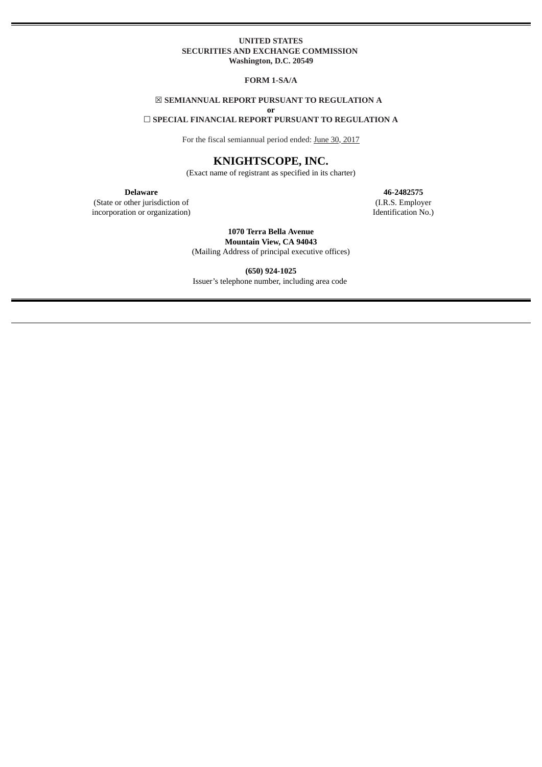**UNITED STATES**
**SECURITIES AND EXCHANGE COMMISSION**
**Washington, D.C. 20549**

**FORM 1-SA/A**

☒ **SEMIANNUAL REPORT PURSUANT TO REGULATION A**
**or**
☐ **SPECIAL FINANCIAL REPORT PURSUANT TO REGULATION A**

For the fiscal semiannual period ended: June 30, 2017

# KNIGHTSCOPE, INC.

(Exact name of registrant as specified in its charter)

| **Delaware** | **46-2482575** |
|---|---|
| (State or other jurisdiction of incorporation or organization) | (I.R.S. Employer Identification No.) |

**1070 Terra Bella Avenue**
**Mountain View, CA 94043**
(Mailing Address of principal executive offices)

**(650) 924-1025**
Issuer's telephone number, including area code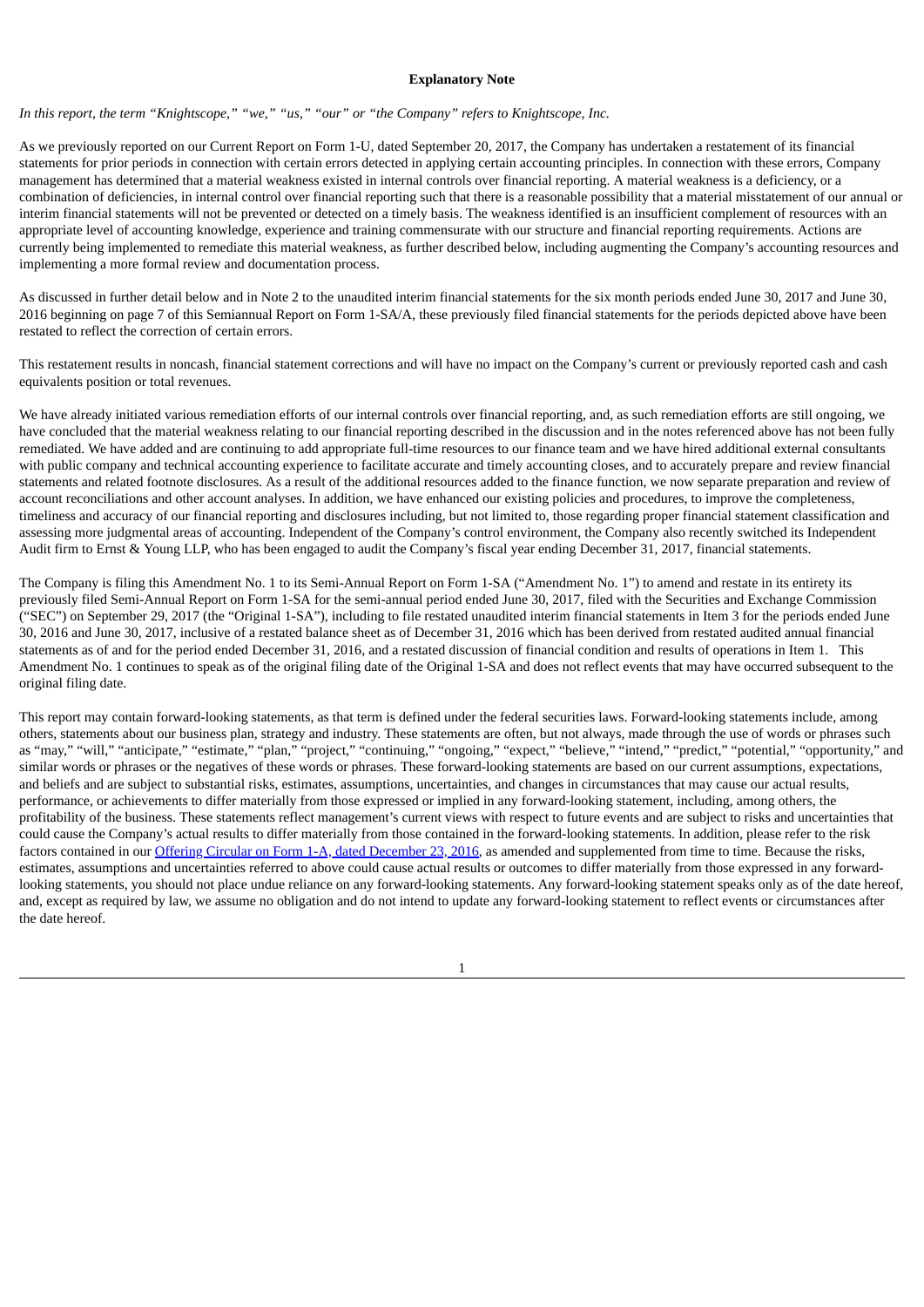**Explanatory Note**

*In this report, the term "Knightscope," "we," "us," "our" or "the Company" refers to Knightscope, Inc.*

As we previously reported on our Current Report on Form 1-U, dated September 20, 2017, the Company has undertaken a restatement of its financial statements for prior periods in connection with certain errors detected in applying certain accounting principles. In connection with these errors, Company management has determined that a material weakness existed in internal controls over financial reporting. A material weakness is a deficiency, or a combination of deficiencies, in internal control over financial reporting such that there is a reasonable possibility that a material misstatement of our annual or interim financial statements will not be prevented or detected on a timely basis. The weakness identified is an insufficient complement of resources with an appropriate level of accounting knowledge, experience and training commensurate with our structure and financial reporting requirements. Actions are currently being implemented to remediate this material weakness, as further described below, including augmenting the Company's accounting resources and implementing a more formal review and documentation process.

As discussed in further detail below and in Note 2 to the unaudited interim financial statements for the six month periods ended June 30, 2017 and June 30, 2016 beginning on page 7 of this Semiannual Report on Form 1-SA/A, these previously filed financial statements for the periods depicted above have been restated to reflect the correction of certain errors.

This restatement results in noncash, financial statement corrections and will have no impact on the Company's current or previously reported cash and cash equivalents position or total revenues.

We have already initiated various remediation efforts of our internal controls over financial reporting, and, as such remediation efforts are still ongoing, we have concluded that the material weakness relating to our financial reporting described in the discussion and in the notes referenced above has not been fully remediated. We have added and are continuing to add appropriate full-time resources to our finance team and we have hired additional external consultants with public company and technical accounting experience to facilitate accurate and timely accounting closes, and to accurately prepare and review financial statements and related footnote disclosures. As a result of the additional resources added to the finance function, we now separate preparation and review of account reconciliations and other account analyses. In addition, we have enhanced our existing policies and procedures, to improve the completeness, timeliness and accuracy of our financial reporting and disclosures including, but not limited to, those regarding proper financial statement classification and assessing more judgmental areas of accounting. Independent of the Company's control environment, the Company also recently switched its Independent Audit firm to Ernst & Young LLP, who has been engaged to audit the Company's fiscal year ending December 31, 2017, financial statements.

The Company is filing this Amendment No. 1 to its Semi-Annual Report on Form 1-SA ("Amendment No. 1") to amend and restate in its entirety its previously filed Semi-Annual Report on Form 1-SA for the semi-annual period ended June 30, 2017, filed with the Securities and Exchange Commission ("SEC") on September 29, 2017 (the "Original 1-SA"), including to file restated unaudited interim financial statements in Item 3 for the periods ended June 30, 2016 and June 30, 2017, inclusive of a restated balance sheet as of December 31, 2016 which has been derived from restated audited annual financial statements as of and for the period ended December 31, 2016, and a restated discussion of financial condition and results of operations in Item 1. This Amendment No. 1 continues to speak as of the original filing date of the Original 1-SA and does not reflect events that may have occurred subsequent to the original filing date.

This report may contain forward-looking statements, as that term is defined under the federal securities laws. Forward-looking statements include, among others, statements about our business plan, strategy and industry. These statements are often, but not always, made through the use of words or phrases such as "may," "will," "anticipate," "estimate," "plan," "project," "continuing," "ongoing," "expect," "believe," "intend," "predict," "potential," "opportunity," and similar words or phrases or the negatives of these words or phrases. These forward-looking statements are based on our current assumptions, expectations, and beliefs and are subject to substantial risks, estimates, assumptions, uncertainties, and changes in circumstances that may cause our actual results, performance, or achievements to differ materially from those expressed or implied in any forward-looking statement, including, among others, the profitability of the business. These statements reflect management's current views with respect to future events and are subject to risks and uncertainties that could cause the Company's actual results to differ materially from those contained in the forward-looking statements. In addition, please refer to the risk factors contained in our Offering Circular on Form 1-A, dated December 23, 2016, as amended and supplemented from time to time. Because the risks, estimates, assumptions and uncertainties referred to above could cause actual results or outcomes to differ materially from those expressed in any forward-looking statements, you should not place undue reliance on any forward-looking statements. Any forward-looking statement speaks only as of the date hereof, and, except as required by law, we assume no obligation and do not intend to update any forward-looking statement to reflect events or circumstances after the date hereof.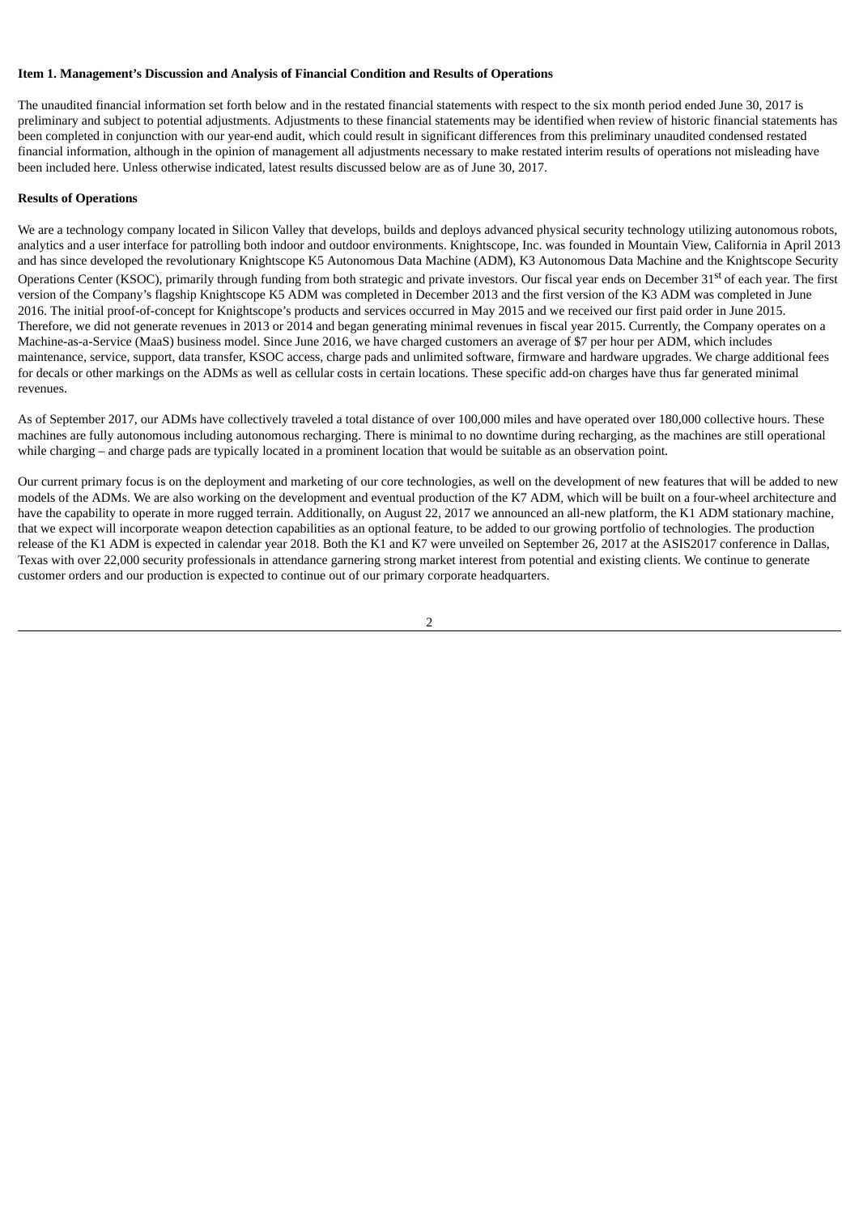**Item 1. Management's Discussion and Analysis of Financial Condition and Results of Operations**

The unaudited financial information set forth below and in the restated financial statements with respect to the six month period ended June 30, 2017 is preliminary and subject to potential adjustments. Adjustments to these financial statements may be identified when review of historic financial statements has been completed in conjunction with our year-end audit, which could result in significant differences from this preliminary unaudited condensed restated financial information, although in the opinion of management all adjustments necessary to make restated interim results of operations not misleading have been included here. Unless otherwise indicated, latest results discussed below are as of June 30, 2017.

**Results of Operations**

We are a technology company located in Silicon Valley that develops, builds and deploys advanced physical security technology utilizing autonomous robots, analytics and a user interface for patrolling both indoor and outdoor environments. Knightscope, Inc. was founded in Mountain View, California in April 2013 and has since developed the revolutionary Knightscope K5 Autonomous Data Machine (ADM), K3 Autonomous Data Machine and the Knightscope Security Operations Center (KSOC), primarily through funding from both strategic and private investors. Our fiscal year ends on December 31st of each year. The first version of the Company's flagship Knightscope K5 ADM was completed in December 2013 and the first version of the K3 ADM was completed in June 2016. The initial proof-of-concept for Knightscope's products and services occurred in May 2015 and we received our first paid order in June 2015. Therefore, we did not generate revenues in 2013 or 2014 and began generating minimal revenues in fiscal year 2015. Currently, the Company operates on a Machine-as-a-Service (MaaS) business model. Since June 2016, we have charged customers an average of $7 per hour per ADM, which includes maintenance, service, support, data transfer, KSOC access, charge pads and unlimited software, firmware and hardware upgrades. We charge additional fees for decals or other markings on the ADMs as well as cellular costs in certain locations. These specific add-on charges have thus far generated minimal revenues.

As of September 2017, our ADMs have collectively traveled a total distance of over 100,000 miles and have operated over 180,000 collective hours. These machines are fully autonomous including autonomous recharging. There is minimal to no downtime during recharging, as the machines are still operational while charging – and charge pads are typically located in a prominent location that would be suitable as an observation point.

Our current primary focus is on the deployment and marketing of our core technologies, as well on the development of new features that will be added to new models of the ADMs. We are also working on the development and eventual production of the K7 ADM, which will be built on a four-wheel architecture and have the capability to operate in more rugged terrain. Additionally, on August 22, 2017 we announced an all-new platform, the K1 ADM stationary machine, that we expect will incorporate weapon detection capabilities as an optional feature, to be added to our growing portfolio of technologies. The production release of the K1 ADM is expected in calendar year 2018. Both the K1 and K7 were unveiled on September 26, 2017 at the ASIS2017 conference in Dallas, Texas with over 22,000 security professionals in attendance garnering strong market interest from potential and existing clients. We continue to generate customer orders and our production is expected to continue out of our primary corporate headquarters.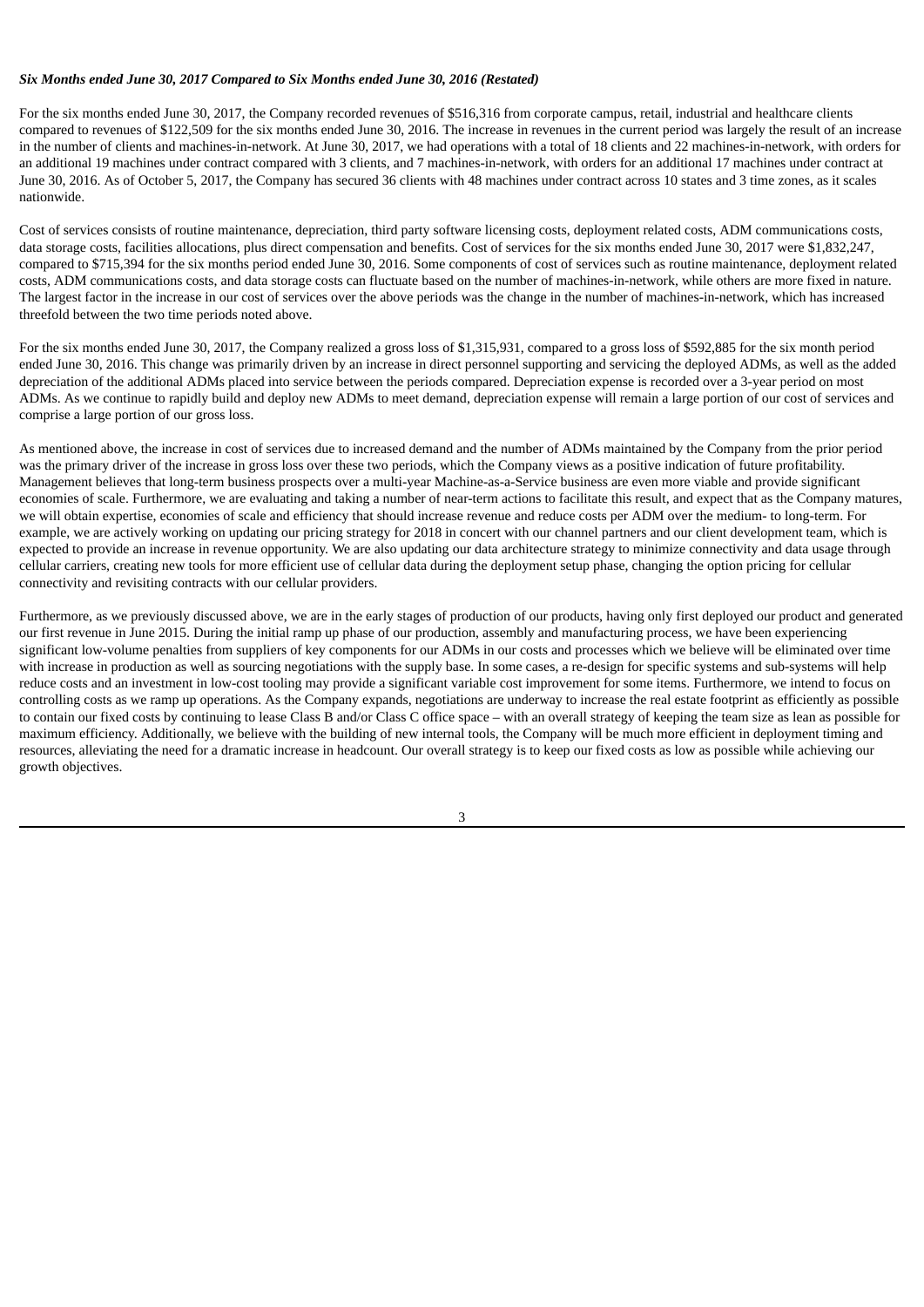*Six Months ended June 30, 2017 Compared to Six Months ended June 30, 2016 (Restated)*

For the six months ended June 30, 2017, the Company recorded revenues of $516,316 from corporate campus, retail, industrial and healthcare clients compared to revenues of $122,509 for the six months ended June 30, 2016. The increase in revenues in the current period was largely the result of an increase in the number of clients and machines-in-network. At June 30, 2017, we had operations with a total of 18 clients and 22 machines-in-network, with orders for an additional 19 machines under contract compared with 3 clients, and 7 machines-in-network, with orders for an additional 17 machines under contract at June 30, 2016. As of October 5, 2017, the Company has secured 36 clients with 48 machines under contract across 10 states and 3 time zones, as it scales nationwide.

Cost of services consists of routine maintenance, depreciation, third party software licensing costs, deployment related costs, ADM communications costs, data storage costs, facilities allocations, plus direct compensation and benefits. Cost of services for the six months ended June 30, 2017 were $1,832,247, compared to $715,394 for the six months period ended June 30, 2016. Some components of cost of services such as routine maintenance, deployment related costs, ADM communications costs, and data storage costs can fluctuate based on the number of machines-in-network, while others are more fixed in nature. The largest factor in the increase in our cost of services over the above periods was the change in the number of machines-in-network, which has increased threefold between the two time periods noted above.

For the six months ended June 30, 2017, the Company realized a gross loss of $1,315,931, compared to a gross loss of $592,885 for the six month period ended June 30, 2016. This change was primarily driven by an increase in direct personnel supporting and servicing the deployed ADMs, as well as the added depreciation of the additional ADMs placed into service between the periods compared. Depreciation expense is recorded over a 3-year period on most ADMs. As we continue to rapidly build and deploy new ADMs to meet demand, depreciation expense will remain a large portion of our cost of services and comprise a large portion of our gross loss.

As mentioned above, the increase in cost of services due to increased demand and the number of ADMs maintained by the Company from the prior period was the primary driver of the increase in gross loss over these two periods, which the Company views as a positive indication of future profitability. Management believes that long-term business prospects over a multi-year Machine-as-a-Service business are even more viable and provide significant economies of scale. Furthermore, we are evaluating and taking a number of near-term actions to facilitate this result, and expect that as the Company matures, we will obtain expertise, economies of scale and efficiency that should increase revenue and reduce costs per ADM over the medium- to long-term. For example, we are actively working on updating our pricing strategy for 2018 in concert with our channel partners and our client development team, which is expected to provide an increase in revenue opportunity. We are also updating our data architecture strategy to minimize connectivity and data usage through cellular carriers, creating new tools for more efficient use of cellular data during the deployment setup phase, changing the option pricing for cellular connectivity and revisiting contracts with our cellular providers.

Furthermore, as we previously discussed above, we are in the early stages of production of our products, having only first deployed our product and generated our first revenue in June 2015. During the initial ramp up phase of our production, assembly and manufacturing process, we have been experiencing significant low-volume penalties from suppliers of key components for our ADMs in our costs and processes which we believe will be eliminated over time with increase in production as well as sourcing negotiations with the supply base. In some cases, a re-design for specific systems and sub-systems will help reduce costs and an investment in low-cost tooling may provide a significant variable cost improvement for some items. Furthermore, we intend to focus on controlling costs as we ramp up operations. As the Company expands, negotiations are underway to increase the real estate footprint as efficiently as possible to contain our fixed costs by continuing to lease Class B and/or Class C office space – with an overall strategy of keeping the team size as lean as possible for maximum efficiency. Additionally, we believe with the building of new internal tools, the Company will be much more efficient in deployment timing and resources, alleviating the need for a dramatic increase in headcount. Our overall strategy is to keep our fixed costs as low as possible while achieving our growth objectives.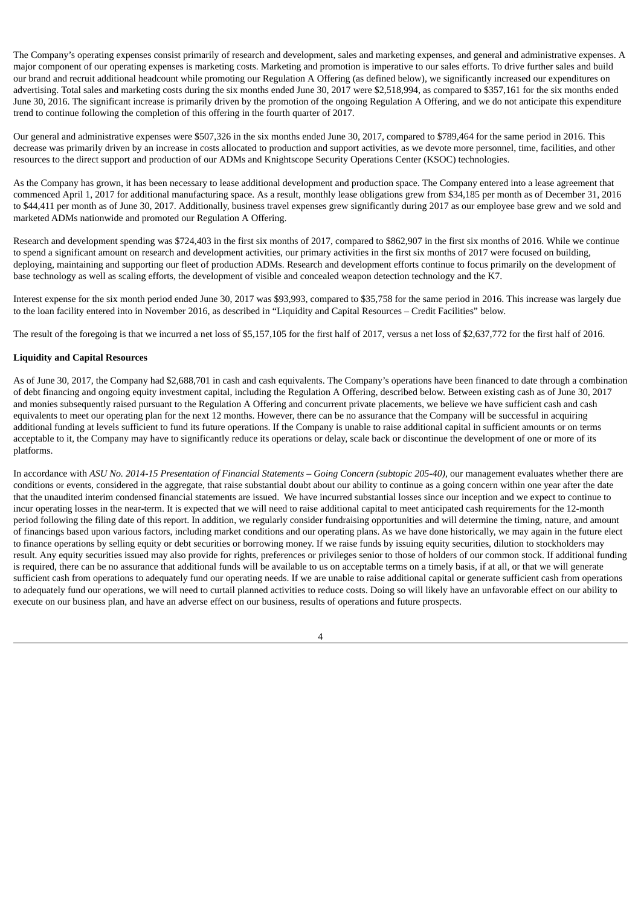The Company's operating expenses consist primarily of research and development, sales and marketing expenses, and general and administrative expenses. A major component of our operating expenses is marketing costs. Marketing and promotion is imperative to our sales efforts. To drive further sales and build our brand and recruit additional headcount while promoting our Regulation A Offering (as defined below), we significantly increased our expenditures on advertising. Total sales and marketing costs during the six months ended June 30, 2017 were $2,518,994, as compared to $357,161 for the six months ended June 30, 2016. The significant increase is primarily driven by the promotion of the ongoing Regulation A Offering, and we do not anticipate this expenditure trend to continue following the completion of this offering in the fourth quarter of 2017.

Our general and administrative expenses were $507,326 in the six months ended June 30, 2017, compared to $789,464 for the same period in 2016. This decrease was primarily driven by an increase in costs allocated to production and support activities, as we devote more personnel, time, facilities, and other resources to the direct support and production of our ADMs and Knightscope Security Operations Center (KSOC) technologies.

As the Company has grown, it has been necessary to lease additional development and production space. The Company entered into a lease agreement that commenced April 1, 2017 for additional manufacturing space. As a result, monthly lease obligations grew from $34,185 per month as of December 31, 2016 to $44,411 per month as of June 30, 2017. Additionally, business travel expenses grew significantly during 2017 as our employee base grew and we sold and marketed ADMs nationwide and promoted our Regulation A Offering.

Research and development spending was $724,403 in the first six months of 2017, compared to $862,907 in the first six months of 2016. While we continue to spend a significant amount on research and development activities, our primary activities in the first six months of 2017 were focused on building, deploying, maintaining and supporting our fleet of production ADMs. Research and development efforts continue to focus primarily on the development of base technology as well as scaling efforts, the development of visible and concealed weapon detection technology and the K7.

Interest expense for the six month period ended June 30, 2017 was $93,993, compared to $35,758 for the same period in 2016. This increase was largely due to the loan facility entered into in November 2016, as described in "Liquidity and Capital Resources – Credit Facilities" below.

The result of the foregoing is that we incurred a net loss of $5,157,105 for the first half of 2017, versus a net loss of $2,637,772 for the first half of 2016.

**Liquidity and Capital Resources**

As of June 30, 2017, the Company had $2,688,701 in cash and cash equivalents. The Company's operations have been financed to date through a combination of debt financing and ongoing equity investment capital, including the Regulation A Offering, described below. Between existing cash as of June 30, 2017 and monies subsequently raised pursuant to the Regulation A Offering and concurrent private placements, we believe we have sufficient cash and cash equivalents to meet our operating plan for the next 12 months. However, there can be no assurance that the Company will be successful in acquiring additional funding at levels sufficient to fund its future operations. If the Company is unable to raise additional capital in sufficient amounts or on terms acceptable to it, the Company may have to significantly reduce its operations or delay, scale back or discontinue the development of one or more of its platforms.

In accordance with *ASU No. 2014-15 Presentation of Financial Statements – Going Concern (subtopic 205-40)*, our management evaluates whether there are conditions or events, considered in the aggregate, that raise substantial doubt about our ability to continue as a going concern within one year after the date that the unaudited interim condensed financial statements are issued. We have incurred substantial losses since our inception and we expect to continue to incur operating losses in the near-term. It is expected that we will need to raise additional capital to meet anticipated cash requirements for the 12-month period following the filing date of this report. In addition, we regularly consider fundraising opportunities and will determine the timing, nature, and amount of financings based upon various factors, including market conditions and our operating plans. As we have done historically, we may again in the future elect to finance operations by selling equity or debt securities or borrowing money. If we raise funds by issuing equity securities, dilution to stockholders may result. Any equity securities issued may also provide for rights, preferences or privileges senior to those of holders of our common stock. If additional funding is required, there can be no assurance that additional funds will be available to us on acceptable terms on a timely basis, if at all, or that we will generate sufficient cash from operations to adequately fund our operating needs. If we are unable to raise additional capital or generate sufficient cash from operations to adequately fund our operations, we will need to curtail planned activities to reduce costs. Doing so will likely have an unfavorable effect on our ability to execute on our business plan, and have an adverse effect on our business, results of operations and future prospects.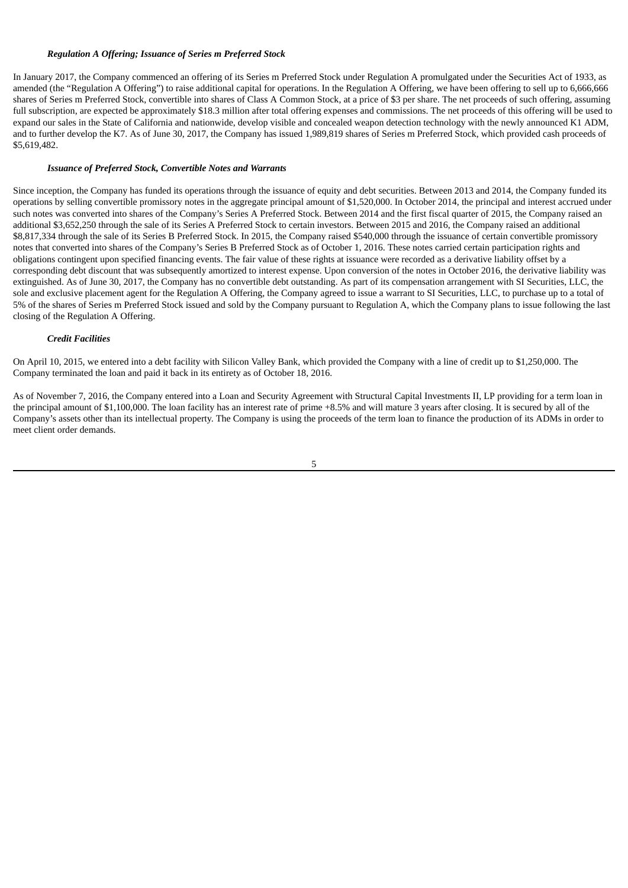### *Regulation A Offering; Issuance of Series m Preferred Stock*

In January 2017, the Company commenced an offering of its Series m Preferred Stock under Regulation A promulgated under the Securities Act of 1933, as amended (the "Regulation A Offering") to raise additional capital for operations. In the Regulation A Offering, we have been offering to sell up to 6,666,666 shares of Series m Preferred Stock, convertible into shares of Class A Common Stock, at a price of $3 per share. The net proceeds of such offering, assuming full subscription, are expected be approximately $18.3 million after total offering expenses and commissions. The net proceeds of this offering will be used to expand our sales in the State of California and nationwide, develop visible and concealed weapon detection technology with the newly announced K1 ADM, and to further develop the K7. As of June 30, 2017, the Company has issued 1,989,819 shares of Series m Preferred Stock, which provided cash proceeds of $5,619,482.

### *Issuance of Preferred Stock, Convertible Notes and Warrants*

Since inception, the Company has funded its operations through the issuance of equity and debt securities. Between 2013 and 2014, the Company funded its operations by selling convertible promissory notes in the aggregate principal amount of $1,520,000. In October 2014, the principal and interest accrued under such notes was converted into shares of the Company's Series A Preferred Stock. Between 2014 and the first fiscal quarter of 2015, the Company raised an additional $3,652,250 through the sale of its Series A Preferred Stock to certain investors. Between 2015 and 2016, the Company raised an additional $8,817,334 through the sale of its Series B Preferred Stock. In 2015, the Company raised $540,000 through the issuance of certain convertible promissory notes that converted into shares of the Company's Series B Preferred Stock as of October 1, 2016. These notes carried certain participation rights and obligations contingent upon specified financing events. The fair value of these rights at issuance were recorded as a derivative liability offset by a corresponding debt discount that was subsequently amortized to interest expense. Upon conversion of the notes in October 2016, the derivative liability was extinguished. As of June 30, 2017, the Company has no convertible debt outstanding. As part of its compensation arrangement with SI Securities, LLC, the sole and exclusive placement agent for the Regulation A Offering, the Company agreed to issue a warrant to SI Securities, LLC, to purchase up to a total of 5% of the shares of Series m Preferred Stock issued and sold by the Company pursuant to Regulation A, which the Company plans to issue following the last closing of the Regulation A Offering.

### *Credit Facilities*

On April 10, 2015, we entered into a debt facility with Silicon Valley Bank, which provided the Company with a line of credit up to $1,250,000. The Company terminated the loan and paid it back in its entirety as of October 18, 2016.

As of November 7, 2016, the Company entered into a Loan and Security Agreement with Structural Capital Investments II, LP providing for a term loan in the principal amount of $1,100,000. The loan facility has an interest rate of prime +8.5% and will mature 3 years after closing. It is secured by all of the Company's assets other than its intellectual property. The Company is using the proceeds of the term loan to finance the production of its ADMs in order to meet client order demands.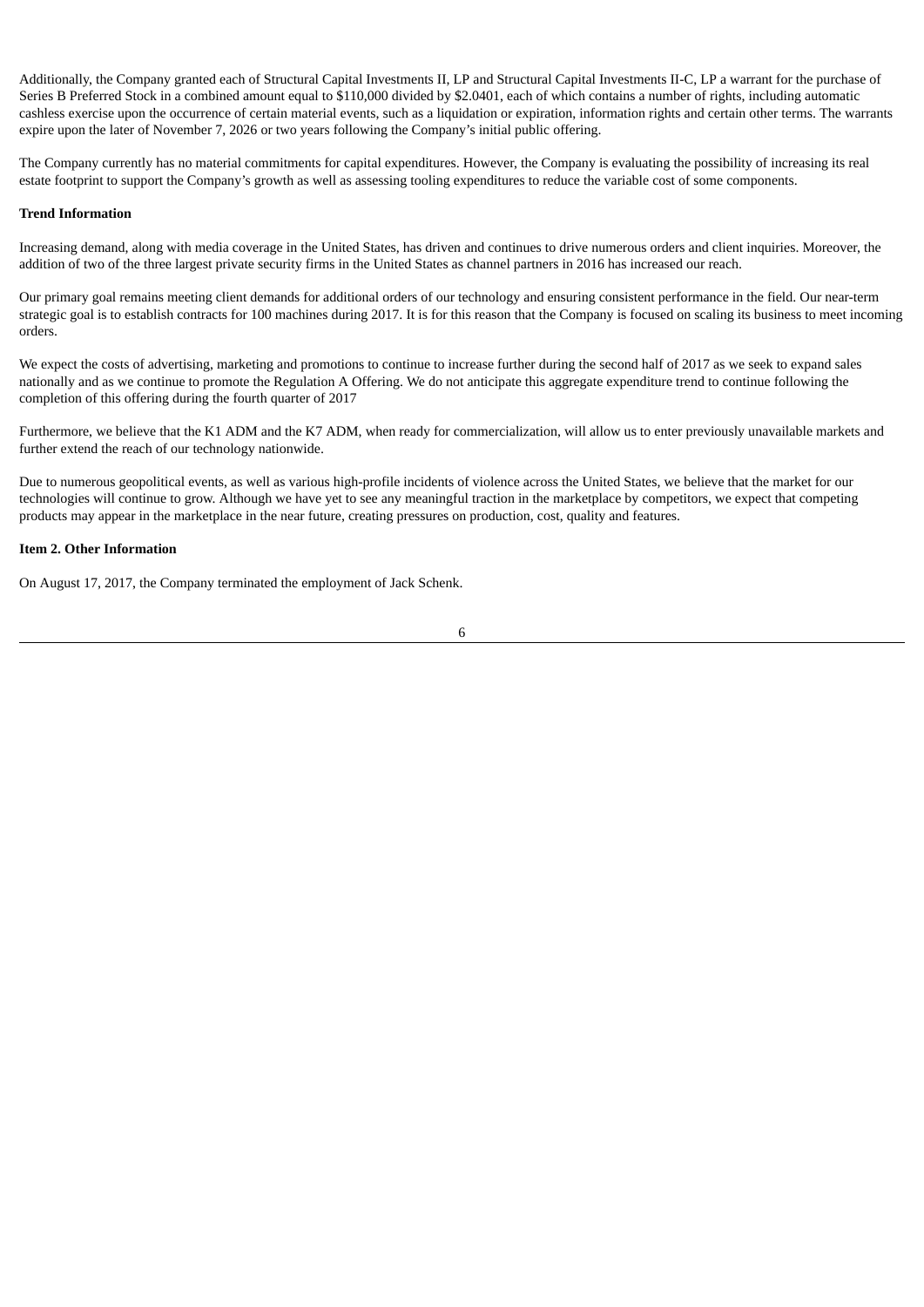Additionally, the Company granted each of Structural Capital Investments II, LP and Structural Capital Investments II-C, LP a warrant for the purchase of Series B Preferred Stock in a combined amount equal to $110,000 divided by $2.0401, each of which contains a number of rights, including automatic cashless exercise upon the occurrence of certain material events, such as a liquidation or expiration, information rights and certain other terms. The warrants expire upon the later of November 7, 2026 or two years following the Company's initial public offering.

The Company currently has no material commitments for capital expenditures. However, the Company is evaluating the possibility of increasing its real estate footprint to support the Company's growth as well as assessing tooling expenditures to reduce the variable cost of some components.

**Trend Information**

Increasing demand, along with media coverage in the United States, has driven and continues to drive numerous orders and client inquiries. Moreover, the addition of two of the three largest private security firms in the United States as channel partners in 2016 has increased our reach.

Our primary goal remains meeting client demands for additional orders of our technology and ensuring consistent performance in the field. Our near-term strategic goal is to establish contracts for 100 machines during 2017. It is for this reason that the Company is focused on scaling its business to meet incoming orders.

We expect the costs of advertising, marketing and promotions to continue to increase further during the second half of 2017 as we seek to expand sales nationally and as we continue to promote the Regulation A Offering. We do not anticipate this aggregate expenditure trend to continue following the completion of this offering during the fourth quarter of 2017

Furthermore, we believe that the K1 ADM and the K7 ADM, when ready for commercialization, will allow us to enter previously unavailable markets and further extend the reach of our technology nationwide.

Due to numerous geopolitical events, as well as various high-profile incidents of violence across the United States, we believe that the market for our technologies will continue to grow. Although we have yet to see any meaningful traction in the marketplace by competitors, we expect that competing products may appear in the marketplace in the near future, creating pressures on production, cost, quality and features.

**Item 2. Other Information**

On August 17, 2017, the Company terminated the employment of Jack Schenk.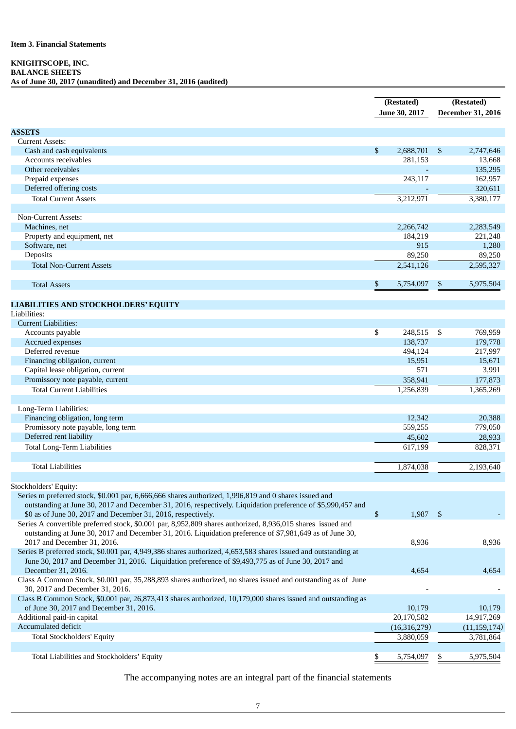**Item 3. Financial Statements**

**KNIGHTSCOPE, INC.**
**BALANCE SHEETS**
**As of June 30, 2017 (unaudited) and December 31, 2016 (audited)**

| | (Restated) June 30, 2017 | (Restated) December 31, 2016 |
|---|---|---|
| **ASSETS** | | |
| Current Assets: | | |
| Cash and cash equivalents | $ 2,688,701 | $ 2,747,646 |
| Accounts receivables | 281,153 | 13,668 |
| Other receivables | - | 135,295 |
| Prepaid expenses | 243,117 | 162,957 |
| Deferred offering costs | - | 320,611 |
| Total Current Assets | 3,212,971 | 3,380,177 |
| | | |
| Non-Current Assets: | | |
| Machines, net | 2,266,742 | 2,283,549 |
| Property and equipment, net | 184,219 | 221,248 |
| Software, net | 915 | 1,280 |
| Deposits | 89,250 | 89,250 |
| Total Non-Current Assets | 2,541,126 | 2,595,327 |
| | | |
| Total Assets | $ 5,754,097 | $ 5,975,504 |
| | | |
| **LIABILITIES AND STOCKHOLDERS' EQUITY** | | |
| Liabilities: | | |
| Current Liabilities: | | |
| Accounts payable | $ 248,515 | $ 769,959 |
| Accrued expenses | 138,737 | 179,778 |
| Deferred revenue | 494,124 | 217,997 |
| Financing obligation, current | 15,951 | 15,671 |
| Capital lease obligation, current | 571 | 3,991 |
| Promissory note payable, current | 358,941 | 177,873 |
| Total Current Liabilities | 1,256,839 | 1,365,269 |
| | | |
| Long-Term Liabilities: | | |
| Financing obligation, long term | 12,342 | 20,388 |
| Promissory note payable, long term | 559,255 | 779,050 |
| Deferred rent liability | 45,602 | 28,933 |
| Total Long-Term Liabilities | 617,199 | 828,371 |
| | | |
| Total Liabilities | 1,874,038 | 2,193,640 |
| | | |
| Stockholders' Equity: | | |
| Series m preferred stock, $0.001 par, 6,666,666 shares authorized, 1,996,819 and 0 shares issued and outstanding at June 30, 2017 and December 31, 2016, respectively. Liquidation preference of $5,990,457 and $0 as of June 30, 2017 and December 31, 2016, respectively. | $ 1,987 | $ - |
| Series A convertible preferred stock, $0.001 par, 8,952,809 shares authorized, 8,936,015 shares issued and outstanding at June 30, 2017 and December 31, 2016. Liquidation preference of $7,981,649 as of June 30, 2017 and December 31, 2016. | 8,936 | 8,936 |
| Series B preferred stock, $0.001 par, 4,949,386 shares authorized, 4,653,583 shares issued and outstanding at June 30, 2017 and December 31, 2016. Liquidation preference of $9,493,775 as of June 30, 2017 and December 31, 2016. | 4,654 | 4,654 |
| Class A Common Stock, $0.001 par, 35,288,893 shares authorized, no shares issued and outstanding as of June 30, 2017 and December 31, 2016. | - | - |
| Class B Common Stock, $0.001 par, 26,873,413 shares authorized, 10,179,000 shares issued and outstanding as of June 30, 2017 and December 31, 2016. | 10,179 | 10,179 |
| Additional paid-in capital | 20,170,582 | 14,917,269 |
| Accumulated deficit | (16,316,279) | (11,159,174) |
| Total Stockholders' Equity | 3,880,059 | 3,781,864 |
| | | |
| Total Liabilities and Stockholders' Equity | $ 5,754,097 | $ 5,975,504 |

The accompanying notes are an integral part of the financial statements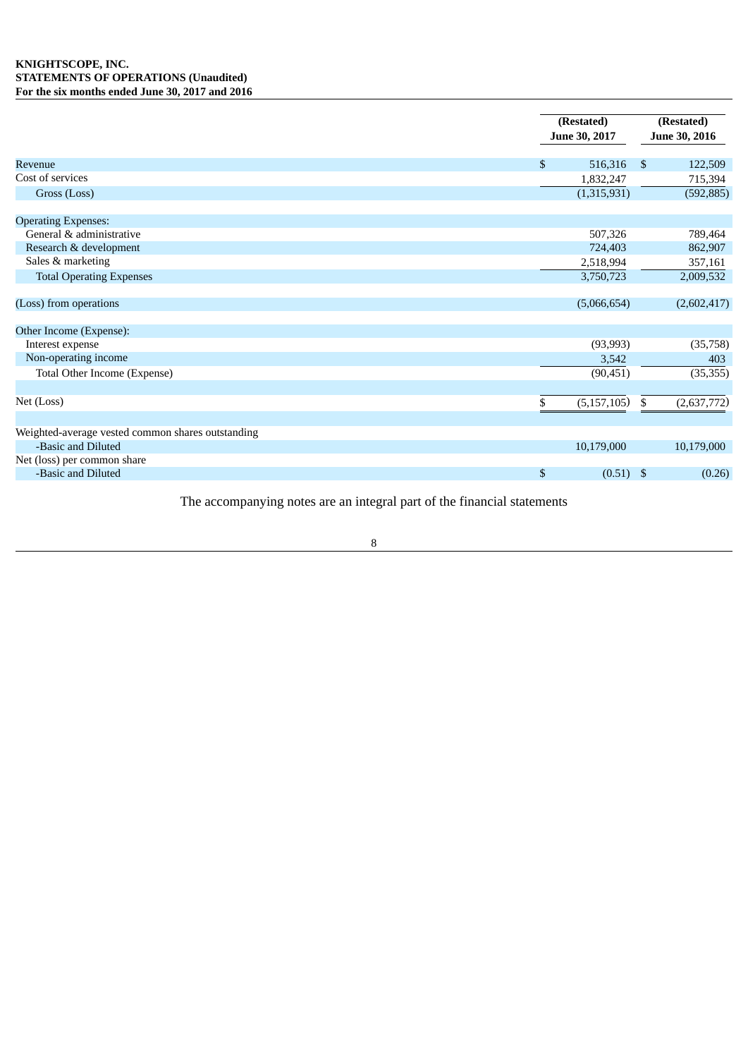**KNIGHTSCOPE, INC.**
**STATEMENTS OF OPERATIONS (Unaudited)**
**For the six months ended June 30, 2017 and 2016**

| | (Restated) June 30, 2017 | (Restated) June 30, 2016 |
|---|---|---|
| Revenue | $ 516,316 | $ 122,509 |
| Cost of services | 1,832,247 | 715,394 |
| Gross (Loss) | (1,315,931) | (592,885) |
| | | |
| Operating Expenses: | | |
| General & administrative | 507,326 | 789,464 |
| Research & development | 724,403 | 862,907 |
| Sales & marketing | 2,518,994 | 357,161 |
| Total Operating Expenses | 3,750,723 | 2,009,532 |
| | | |
| (Loss) from operations | (5,066,654) | (2,602,417) |
| | | |
| Other Income (Expense): | | |
| Interest expense | (93,993) | (35,758) |
| Non-operating income | 3,542 | 403 |
| Total Other Income (Expense) | (90,451) | (35,355) |
| | | |
| Net (Loss) | $ (5,157,105) | $ (2,637,772) |
| | | |
| Weighted-average vested common shares outstanding | | |
| -Basic and Diluted | 10,179,000 | 10,179,000 |
| Net (loss) per common share | | |
| -Basic and Diluted | $ (0.51) | $ (0.26) |

The accompanying notes are an integral part of the financial statements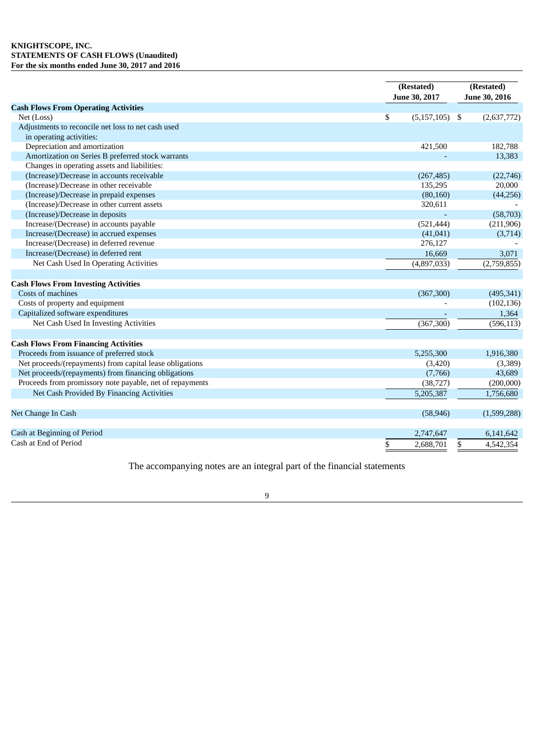**KNIGHTSCOPE, INC.**
**STATEMENTS OF CASH FLOWS (Unaudited)**
**For the six months ended June 30, 2017 and 2016**

| | (Restated) June 30, 2017 | (Restated) June 30, 2016 |
|---|---|---|
| **Cash Flows From Operating Activities** | | |
| Net (Loss) | $ (5,157,105) | $ (2,637,772) |
| Adjustments to reconcile net loss to net cash used in operating activities: | | |
| Depreciation and amortization | 421,500 | 182,788 |
| Amortization on Series B preferred stock warrants | - | 13,383 |
| Changes in operating assets and liabilities: | | |
| (Increase)/Decrease in accounts receivable | (267,485) | (22,746) |
| (Increase)/Decrease in other receivable | 135,295 | 20,000 |
| (Increase)/Decrease in prepaid expenses | (80,160) | (44,256) |
| (Increase)/Decrease in other current assets | 320,611 | - |
| (Increase)/Decrease in deposits | - | (58,703) |
| Increase/(Decrease) in accounts payable | (521,444) | (211,906) |
| Increase/(Decrease) in accrued expenses | (41,041) | (3,714) |
| Increase/(Decrease) in deferred revenue | 276,127 | - |
| Increase/(Decrease) in deferred rent | 16,669 | 3,071 |
| Net Cash Used In Operating Activities | (4,897,033) | (2,759,855) |
| | | |
| **Cash Flows From Investing Activities** | | |
| Costs of machines | (367,300) | (495,341) |
| Costs of property and equipment | - | (102,136) |
| Capitalized software expenditures | - | 1,364 |
| Net Cash Used In Investing Activities | (367,300) | (596,113) |
| | | |
| **Cash Flows From Financing Activities** | | |
| Proceeds from issuance of preferred stock | 5,255,300 | 1,916,380 |
| Net proceeds/(repayments) from capital lease obligations | (3,420) | (3,389) |
| Net proceeds/(repayments) from financing obligations | (7,766) | 43,689 |
| Proceeds from promissory note payable, net of repayments | (38,727) | (200,000) |
| Net Cash Provided By Financing Activities | 5,205,387 | 1,756,680 |
| | | |
| Net Change In Cash | (58,946) | (1,599,288) |
| | | |
| Cash at Beginning of Period | 2,747,647 | 6,141,642 |
| Cash at End of Period | $ 2,688,701 | $ 4,542,354 |

The accompanying notes are an integral part of the financial statements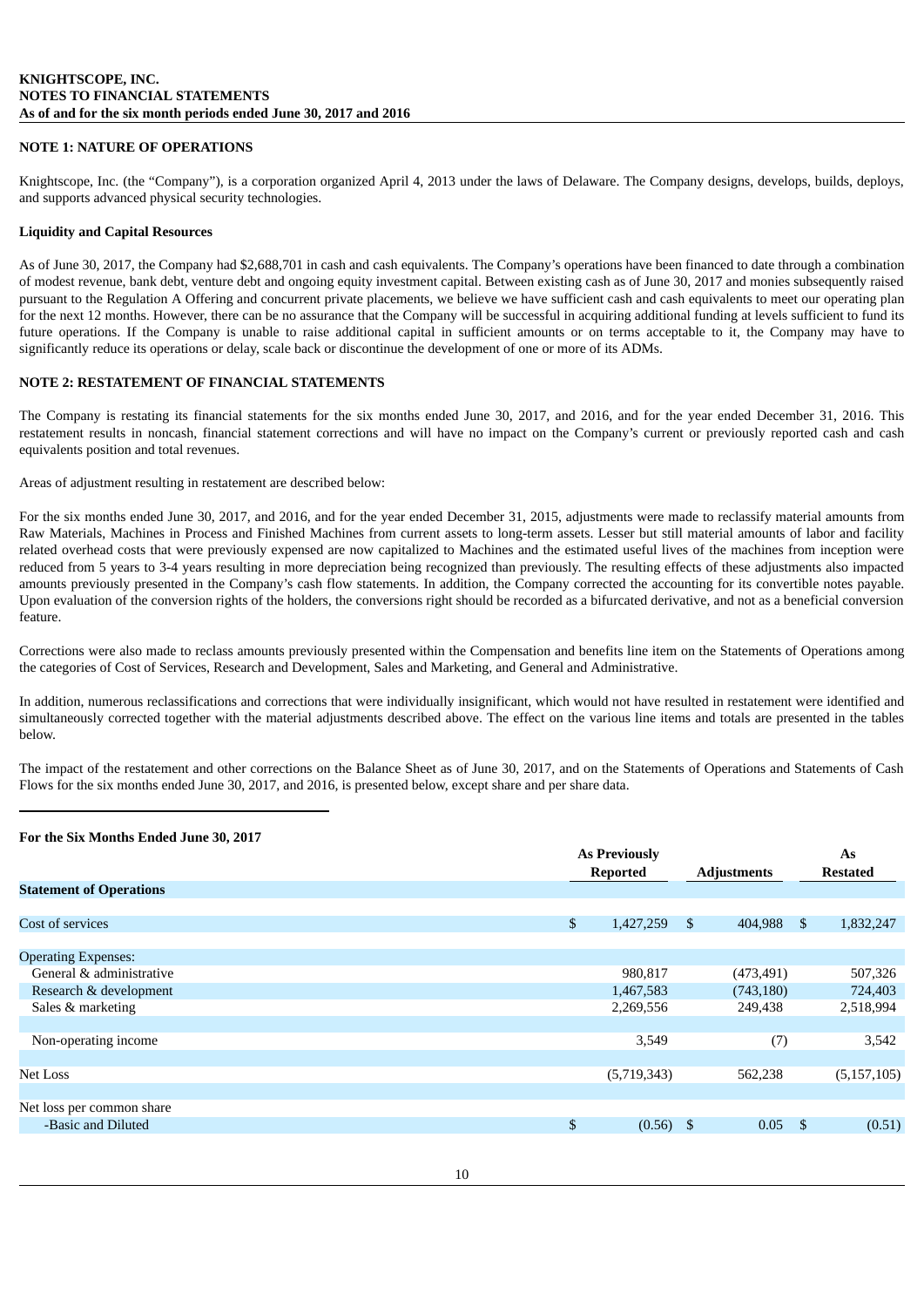**KNIGHTSCOPE, INC.**
**NOTES TO FINANCIAL STATEMENTS**
**As of and for the six month periods ended June 30, 2017 and 2016**

## NOTE 1: NATURE OF OPERATIONS

Knightscope, Inc. (the "Company"), is a corporation organized April 4, 2013 under the laws of Delaware. The Company designs, develops, builds, deploys, and supports advanced physical security technologies.

### Liquidity and Capital Resources

As of June 30, 2017, the Company had $2,688,701 in cash and cash equivalents. The Company's operations have been financed to date through a combination of modest revenue, bank debt, venture debt and ongoing equity investment capital. Between existing cash as of June 30, 2017 and monies subsequently raised pursuant to the Regulation A Offering and concurrent private placements, we believe we have sufficient cash and cash equivalents to meet our operating plan for the next 12 months. However, there can be no assurance that the Company will be successful in acquiring additional funding at levels sufficient to fund its future operations. If the Company is unable to raise additional capital in sufficient amounts or on terms acceptable to it, the Company may have to significantly reduce its operations or delay, scale back or discontinue the development of one or more of its ADMs.

## NOTE 2: RESTATEMENT OF FINANCIAL STATEMENTS

The Company is restating its financial statements for the six months ended June 30, 2017, and 2016, and for the year ended December 31, 2016. This restatement results in noncash, financial statement corrections and will have no impact on the Company's current or previously reported cash and cash equivalents position and total revenues.

Areas of adjustment resulting in restatement are described below:

For the six months ended June 30, 2017, and 2016, and for the year ended December 31, 2015, adjustments were made to reclassify material amounts from Raw Materials, Machines in Process and Finished Machines from current assets to long-term assets. Lesser but still material amounts of labor and facility related overhead costs that were previously expensed are now capitalized to Machines and the estimated useful lives of the machines from inception were reduced from 5 years to 3-4 years resulting in more depreciation being recognized than previously. The resulting effects of these adjustments also impacted amounts previously presented in the Company's cash flow statements. In addition, the Company corrected the accounting for its convertible notes payable. Upon evaluation of the conversion rights of the holders, the conversions right should be recorded as a bifurcated derivative, and not as a beneficial conversion feature.

Corrections were also made to reclass amounts previously presented within the Compensation and benefits line item on the Statements of Operations among the categories of Cost of Services, Research and Development, Sales and Marketing, and General and Administrative.

In addition, numerous reclassifications and corrections that were individually insignificant, which would not have resulted in restatement were identified and simultaneously corrected together with the material adjustments described above. The effect on the various line items and totals are presented in the tables below.

The impact of the restatement and other corrections on the Balance Sheet as of June 30, 2017, and on the Statements of Operations and Statements of Cash Flows for the six months ended June 30, 2017, and 2016, is presented below, except share and per share data.

**For the Six Months Ended June 30, 2017**

| | As Previously Reported | Adjustments | As Restated |
|---|---|---|---|
| **Statement of Operations** | | | |
| Cost of services | $ 1,427,259 | $ 404,988 | $ 1,832,247 |
| Operating Expenses: | | | |
| General & administrative | 980,817 | (473,491) | 507,326 |
| Research & development | 1,467,583 | (743,180) | 724,403 |
| Sales & marketing | 2,269,556 | 249,438 | 2,518,994 |
| Non-operating income | 3,549 | (7) | 3,542 |
| Net Loss | (5,719,343) | 562,238 | (5,157,105) |
| Net loss per common share | | | |
| -Basic and Diluted | $ (0.56) | $ 0.05 | $ (0.51) |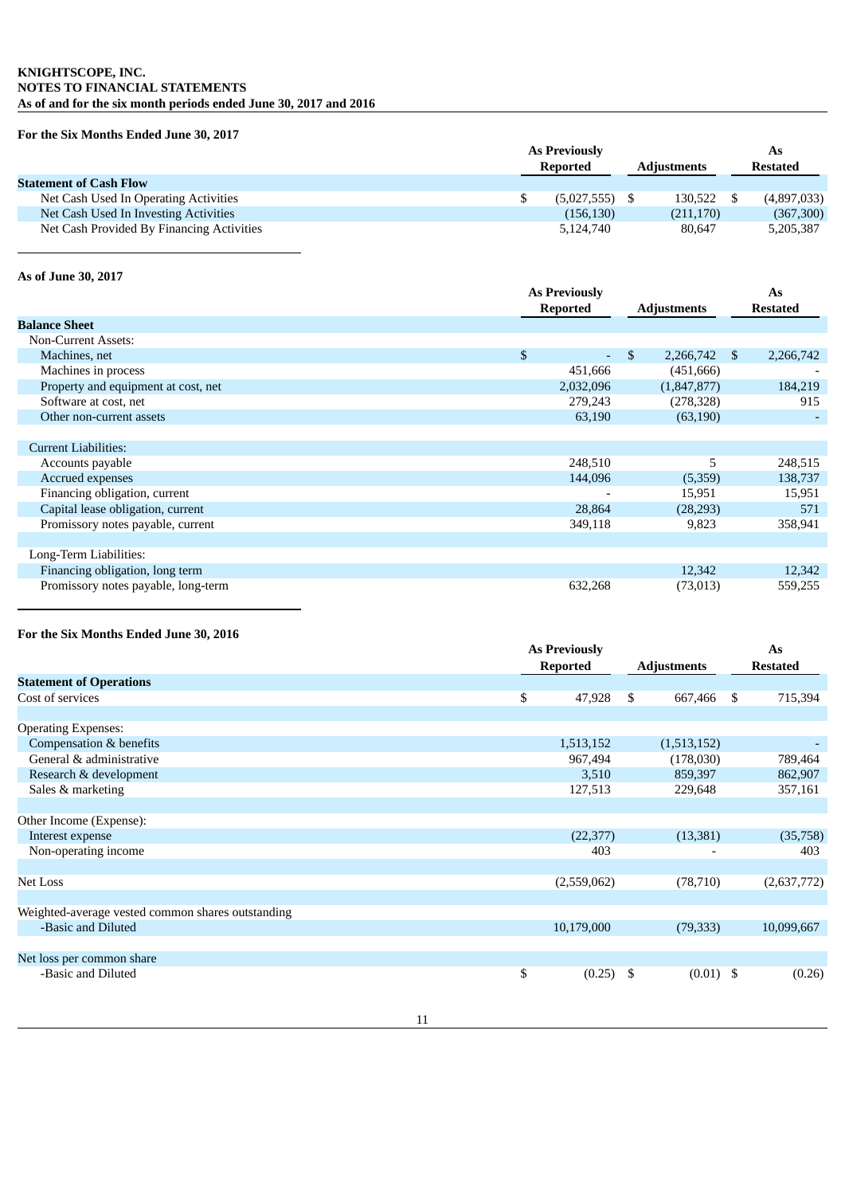**For the Six Months Ended June 30, 2017**

| | As Previously Reported | Adjustments | As Restated |
|---|---|---|---|
| **Statement of Cash Flow** | | | |
| Net Cash Used In Operating Activities | $ (5,027,555) | $ 130,522 | $ (4,897,033) |
| Net Cash Used In Investing Activities | (156,130) | (211,170) | (367,300) |
| Net Cash Provided By Financing Activities | 5,124,740 | 80,647 | 5,205,387 |

**As of June 30, 2017**

| | As Previously Reported | Adjustments | As Restated |
|---|---|---|---|
| **Balance Sheet** | | | |
| Non-Current Assets: | | | |
| Machines, net | $ - | $ 2,266,742 | $ 2,266,742 |
| Machines in process | 451,666 | (451,666) | - |
| Property and equipment at cost, net | 2,032,096 | (1,847,877) | 184,219 |
| Software at cost, net | 279,243 | (278,328) | 915 |
| Other non-current assets | 63,190 | (63,190) | - |
| | | | |
| Current Liabilities: | | | |
| Accounts payable | 248,510 | 5 | 248,515 |
| Accrued expenses | 144,096 | (5,359) | 138,737 |
| Financing obligation, current | - | 15,951 | 15,951 |
| Capital lease obligation, current | 28,864 | (28,293) | 571 |
| Promissory notes payable, current | 349,118 | 9,823 | 358,941 |
| | | | |
| Long-Term Liabilities: | | | |
| Financing obligation, long term | | 12,342 | 12,342 |
| Promissory notes payable, long-term | 632,268 | (73,013) | 559,255 |

**For the Six Months Ended June 30, 2016**

| | As Previously Reported | Adjustments | As Restated |
|---|---|---|---|
| **Statement of Operations** | | | |
| Cost of services | $ 47,928 | $ 667,466 | $ 715,394 |
| | | | |
| Operating Expenses: | | | |
| Compensation & benefits | 1,513,152 | (1,513,152) | - |
| General & administrative | 967,494 | (178,030) | 789,464 |
| Research & development | 3,510 | 859,397 | 862,907 |
| Sales & marketing | 127,513 | 229,648 | 357,161 |
| | | | |
| Other Income (Expense): | | | |
| Interest expense | (22,377) | (13,381) | (35,758) |
| Non-operating income | 403 | - | 403 |
| | | | |
| Net Loss | (2,559,062) | (78,710) | (2,637,772) |
| | | | |
| Weighted-average vested common shares outstanding | | | |
| -Basic and Diluted | 10,179,000 | (79,333) | 10,099,667 |
| | | | |
| Net loss per common share | | | |
| -Basic and Diluted | $ (0.25) | $ (0.01) | $ (0.26) |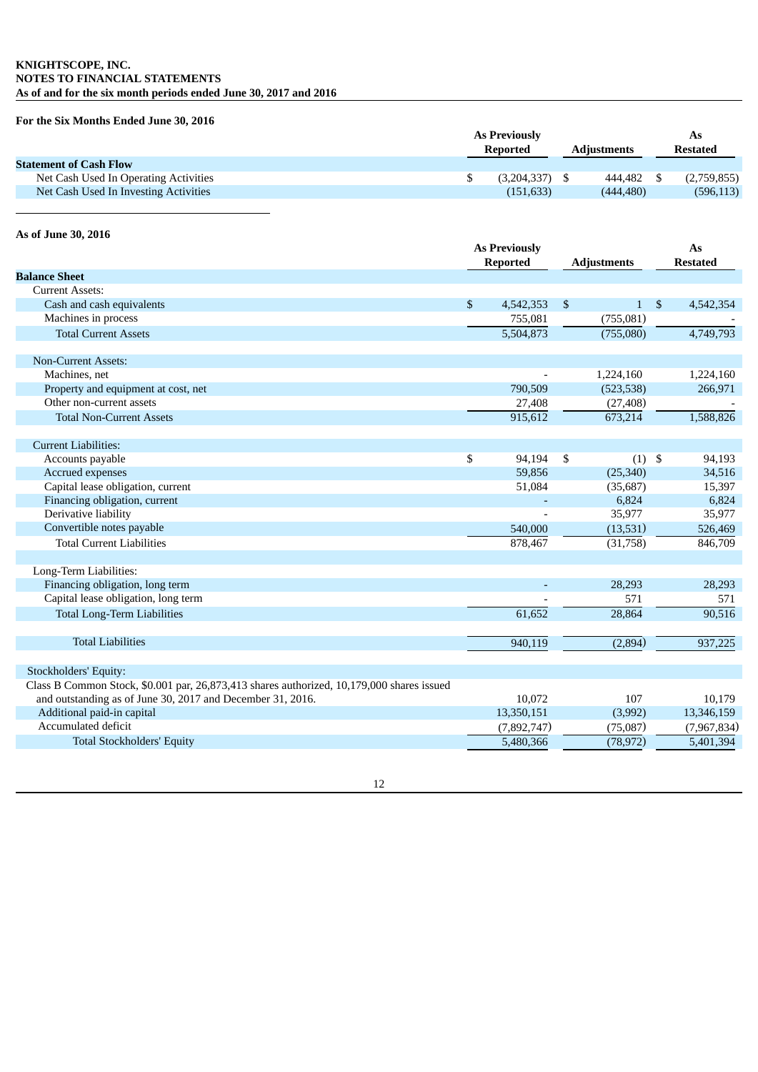**KNIGHTSCOPE, INC.**
**NOTES TO FINANCIAL STATEMENTS**
**As of and for the six month periods ended June 30, 2017 and 2016**

**For the Six Months Ended June 30, 2016**

| | As Previously Reported | Adjustments | As Restated |
|---|---|---|---|
| **Statement of Cash Flow** | | | |
| Net Cash Used In Operating Activities | $ (3,204,337) | $ 444,482 | $ (2,759,855) |
| Net Cash Used In Investing Activities | (151,633) | (444,480) | (596,113) |

**As of June 30, 2016**

| | As Previously Reported | Adjustments | As Restated |
|---|---|---|---|
| **Balance Sheet** | | | |
| Current Assets: | | | |
| Cash and cash equivalents | $ 4,542,353 | $ 1 | $ 4,542,354 |
| Machines in process | 755,081 | (755,081) | - |
| Total Current Assets | 5,504,873 | (755,080) | 4,749,793 |
| | | | |
| Non-Current Assets: | | | |
| Machines, net | - | 1,224,160 | 1,224,160 |
| Property and equipment at cost, net | 790,509 | (523,538) | 266,971 |
| Other non-current assets | 27,408 | (27,408) | - |
| Total Non-Current Assets | 915,612 | 673,214 | 1,588,826 |
| | | | |
| Current Liabilities: | | | |
| Accounts payable | $ 94,194 | $ (1) | $ 94,193 |
| Accrued expenses | 59,856 | (25,340) | 34,516 |
| Capital lease obligation, current | 51,084 | (35,687) | 15,397 |
| Financing obligation, current | - | 6,824 | 6,824 |
| Derivative liability | - | 35,977 | 35,977 |
| Convertible notes payable | 540,000 | (13,531) | 526,469 |
| Total Current Liabilities | 878,467 | (31,758) | 846,709 |
| | | | |
| Long-Term Liabilities: | | | |
| Financing obligation, long term | - | 28,293 | 28,293 |
| Capital lease obligation, long term | - | 571 | 571 |
| Total Long-Term Liabilities | 61,652 | 28,864 | 90,516 |
| | | | |
| Total Liabilities | 940,119 | (2,894) | 937,225 |
| | | | |
| Stockholders' Equity: | | | |
| Class B Common Stock, $0.001 par, 26,873,413 shares authorized, 10,179,000 shares issued and outstanding as of June 30, 2017 and December 31, 2016. | 10,072 | 107 | 10,179 |
| Additional paid-in capital | 13,350,151 | (3,992) | 13,346,159 |
| Accumulated deficit | (7,892,747) | (75,087) | (7,967,834) |
| Total Stockholders' Equity | 5,480,366 | (78,972) | 5,401,394 |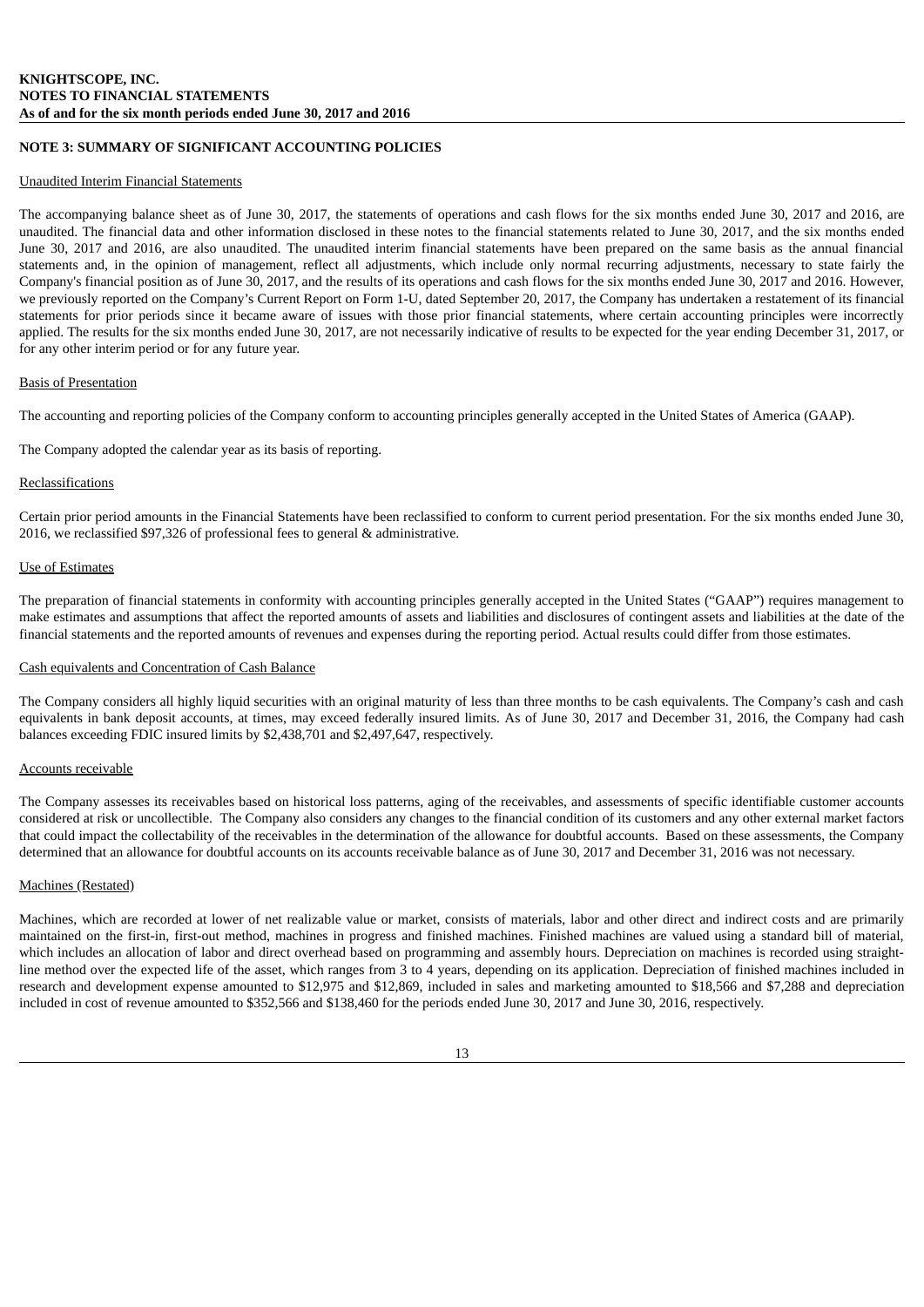**KNIGHTSCOPE, INC.**
**NOTES TO FINANCIAL STATEMENTS**
**As of and for the six month periods ended June 30, 2017 and 2016**

**NOTE 3: SUMMARY OF SIGNIFICANT ACCOUNTING POLICIES**

Unaudited Interim Financial Statements

The accompanying balance sheet as of June 30, 2017, the statements of operations and cash flows for the six months ended June 30, 2017 and 2016, are unaudited. The financial data and other information disclosed in these notes to the financial statements related to June 30, 2017, and the six months ended June 30, 2017 and 2016, are also unaudited. The unaudited interim financial statements have been prepared on the same basis as the annual financial statements and, in the opinion of management, reflect all adjustments, which include only normal recurring adjustments, necessary to state fairly the Company's financial position as of June 30, 2017, and the results of its operations and cash flows for the six months ended June 30, 2017 and 2016. However, we previously reported on the Company's Current Report on Form 1-U, dated September 20, 2017, the Company has undertaken a restatement of its financial statements for prior periods since it became aware of issues with those prior financial statements, where certain accounting principles were incorrectly applied. The results for the six months ended June 30, 2017, are not necessarily indicative of results to be expected for the year ending December 31, 2017, or for any other interim period or for any future year.

Basis of Presentation

The accounting and reporting policies of the Company conform to accounting principles generally accepted in the United States of America (GAAP).

The Company adopted the calendar year as its basis of reporting.

Reclassifications

Certain prior period amounts in the Financial Statements have been reclassified to conform to current period presentation. For the six months ended June 30, 2016, we reclassified $97,326 of professional fees to general & administrative.

Use of Estimates

The preparation of financial statements in conformity with accounting principles generally accepted in the United States ("GAAP") requires management to make estimates and assumptions that affect the reported amounts of assets and liabilities and disclosures of contingent assets and liabilities at the date of the financial statements and the reported amounts of revenues and expenses during the reporting period. Actual results could differ from those estimates.

Cash equivalents and Concentration of Cash Balance

The Company considers all highly liquid securities with an original maturity of less than three months to be cash equivalents. The Company's cash and cash equivalents in bank deposit accounts, at times, may exceed federally insured limits. As of June 30, 2017 and December 31, 2016, the Company had cash balances exceeding FDIC insured limits by $2,438,701 and $2,497,647, respectively.

Accounts receivable

The Company assesses its receivables based on historical loss patterns, aging of the receivables, and assessments of specific identifiable customer accounts considered at risk or uncollectible. The Company also considers any changes to the financial condition of its customers and any other external market factors that could impact the collectability of the receivables in the determination of the allowance for doubtful accounts. Based on these assessments, the Company determined that an allowance for doubtful accounts on its accounts receivable balance as of June 30, 2017 and December 31, 2016 was not necessary.

Machines (Restated)

Machines, which are recorded at lower of net realizable value or market, consists of materials, labor and other direct and indirect costs and are primarily maintained on the first-in, first-out method, machines in progress and finished machines. Finished machines are valued using a standard bill of material, which includes an allocation of labor and direct overhead based on programming and assembly hours. Depreciation on machines is recorded using straight-line method over the expected life of the asset, which ranges from 3 to 4 years, depending on its application. Depreciation of finished machines included in research and development expense amounted to $12,975 and $12,869, included in sales and marketing amounted to $18,566 and $7,288 and depreciation included in cost of revenue amounted to $352,566 and $138,460 for the periods ended June 30, 2017 and June 30, 2016, respectively.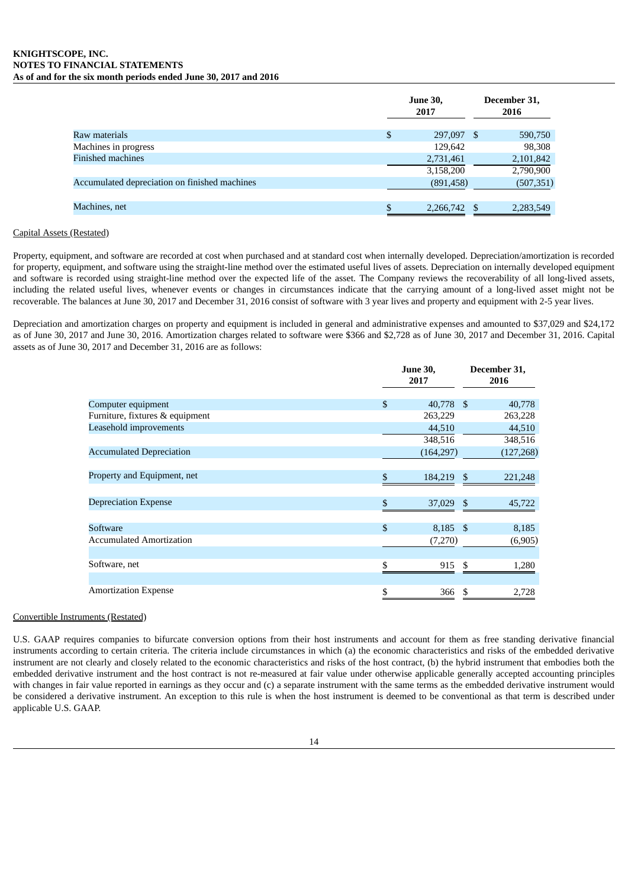|  | June 30, 2017 | December 31, 2016 |
| --- | --- | --- |
| Raw materials | $ 297,097 | $ 590,750 |
| Machines in progress | 129,642 | 98,308 |
| Finished machines | 2,731,461 | 2,101,842 |
|  | 3,158,200 | 2,790,900 |
| Accumulated depreciation on finished machines | (891,458) | (507,351) |
| Machines, net | $ 2,266,742 | $ 2,283,549 |

Capital Assets (Restated)

Property, equipment, and software are recorded at cost when purchased and at standard cost when internally developed. Depreciation/amortization is recorded for property, equipment, and software using the straight-line method over the estimated useful lives of assets. Depreciation on internally developed equipment and software is recorded using straight-line method over the expected life of the asset. The Company reviews the recoverability of all long-lived assets, including the related useful lives, whenever events or changes in circumstances indicate that the carrying amount of a long-lived asset might not be recoverable. The balances at June 30, 2017 and December 31, 2016 consist of software with 3 year lives and property and equipment with 2-5 year lives.

Depreciation and amortization charges on property and equipment is included in general and administrative expenses and amounted to $37,029 and $24,172 as of June 30, 2017 and June 30, 2016. Amortization charges related to software were $366 and $2,728 as of June 30, 2017 and December 31, 2016. Capital assets as of June 30, 2017 and December 31, 2016 are as follows:

|  | June 30, 2017 | December 31, 2016 |
| --- | --- | --- |
| Computer equipment | $ 40,778 | $ 40,778 |
| Furniture, fixtures & equipment | 263,229 | 263,228 |
| Leasehold improvements | 44,510 | 44,510 |
|  | 348,516 | 348,516 |
| Accumulated Depreciation | (164,297) | (127,268) |
| Property and Equipment, net | $ 184,219 | $ 221,248 |
| Depreciation Expense | $ 37,029 | $ 45,722 |
| Software | $ 8,185 | $ 8,185 |
| Accumulated Amortization | (7,270) | (6,905) |
| Software, net | $ 915 | $ 1,280 |
| Amortization Expense | $ 366 | $ 2,728 |

Convertible Instruments (Restated)

U.S. GAAP requires companies to bifurcate conversion options from their host instruments and account for them as free standing derivative financial instruments according to certain criteria. The criteria include circumstances in which (a) the economic characteristics and risks of the embedded derivative instrument are not clearly and closely related to the economic characteristics and risks of the host contract, (b) the hybrid instrument that embodies both the embedded derivative instrument and the host contract is not re-measured at fair value under otherwise applicable generally accepted accounting principles with changes in fair value reported in earnings as they occur and (c) a separate instrument with the same terms as the embedded derivative instrument would be considered a derivative instrument. An exception to this rule is when the host instrument is deemed to be conventional as that term is described under applicable U.S. GAAP.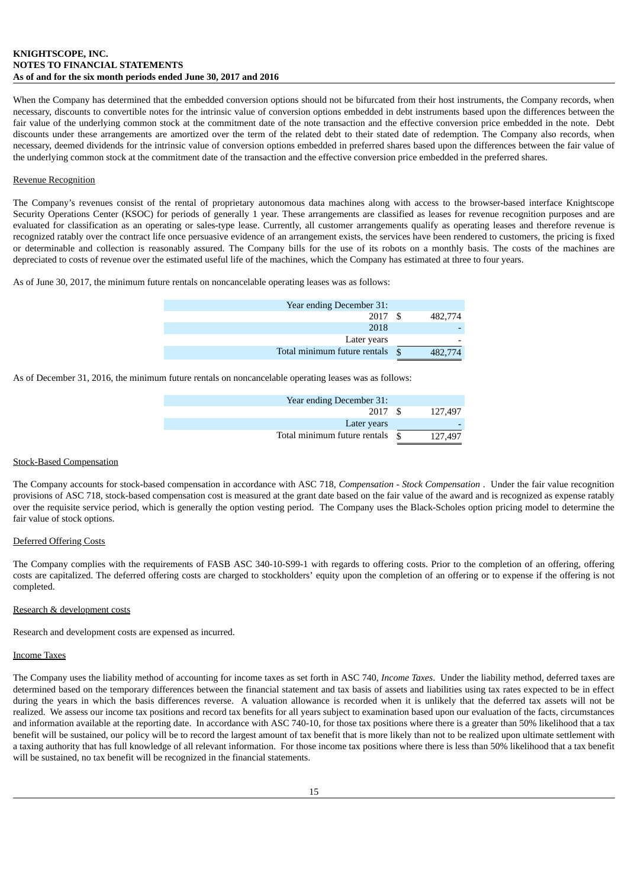When the Company has determined that the embedded conversion options should not be bifurcated from their host instruments, the Company records, when necessary, discounts to convertible notes for the intrinsic value of conversion options embedded in debt instruments based upon the differences between the fair value of the underlying common stock at the commitment date of the note transaction and the effective conversion price embedded in the note. Debt discounts under these arrangements are amortized over the term of the related debt to their stated date of redemption. The Company also records, when necessary, deemed dividends for the intrinsic value of conversion options embedded in preferred shares based upon the differences between the fair value of the underlying common stock at the commitment date of the transaction and the effective conversion price embedded in the preferred shares.

Revenue Recognition

The Company's revenues consist of the rental of proprietary autonomous data machines along with access to the browser-based interface Knightscope Security Operations Center (KSOC) for periods of generally 1 year. These arrangements are classified as leases for revenue recognition purposes and are evaluated for classification as an operating or sales-type lease. Currently, all customer arrangements qualify as operating leases and therefore revenue is recognized ratably over the contract life once persuasive evidence of an arrangement exists, the services have been rendered to customers, the pricing is fixed or determinable and collection is reasonably assured. The Company bills for the use of its robots on a monthly basis. The costs of the machines are depreciated to costs of revenue over the estimated useful life of the machines, which the Company has estimated at three to four years.

As of June 30, 2017, the minimum future rentals on noncancelable operating leases was as follows:

| Year ending December 31: | |
|---|---|
| 2017 | $ 482,774 |
| 2018 | - |
| Later years | - |
| Total minimum future rentals | $ 482,774 |

As of December 31, 2016, the minimum future rentals on noncancelable operating leases was as follows:

| Year ending December 31: | |
|---|---|
| 2017 | $ 127,497 |
| Later years | - |
| Total minimum future rentals | $ 127,497 |

Stock-Based Compensation

The Company accounts for stock-based compensation in accordance with ASC 718, *Compensation - Stock Compensation* . Under the fair value recognition provisions of ASC 718, stock-based compensation cost is measured at the grant date based on the fair value of the award and is recognized as expense ratably over the requisite service period, which is generally the option vesting period. The Company uses the Black-Scholes option pricing model to determine the fair value of stock options.

Deferred Offering Costs

The Company complies with the requirements of FASB ASC 340-10-S99-1 with regards to offering costs. Prior to the completion of an offering, offering costs are capitalized. The deferred offering costs are charged to stockholders' equity upon the completion of an offering or to expense if the offering is not completed.

Research & development costs

Research and development costs are expensed as incurred.

Income Taxes

The Company uses the liability method of accounting for income taxes as set forth in ASC 740, *Income Taxes*. Under the liability method, deferred taxes are determined based on the temporary differences between the financial statement and tax basis of assets and liabilities using tax rates expected to be in effect during the years in which the basis differences reverse. A valuation allowance is recorded when it is unlikely that the deferred tax assets will not be realized. We assess our income tax positions and record tax benefits for all years subject to examination based upon our evaluation of the facts, circumstances and information available at the reporting date. In accordance with ASC 740-10, for those tax positions where there is a greater than 50% likelihood that a tax benefit will be sustained, our policy will be to record the largest amount of tax benefit that is more likely than not to be realized upon ultimate settlement with a taxing authority that has full knowledge of all relevant information. For those income tax positions where there is less than 50% likelihood that a tax benefit will be sustained, no tax benefit will be recognized in the financial statements.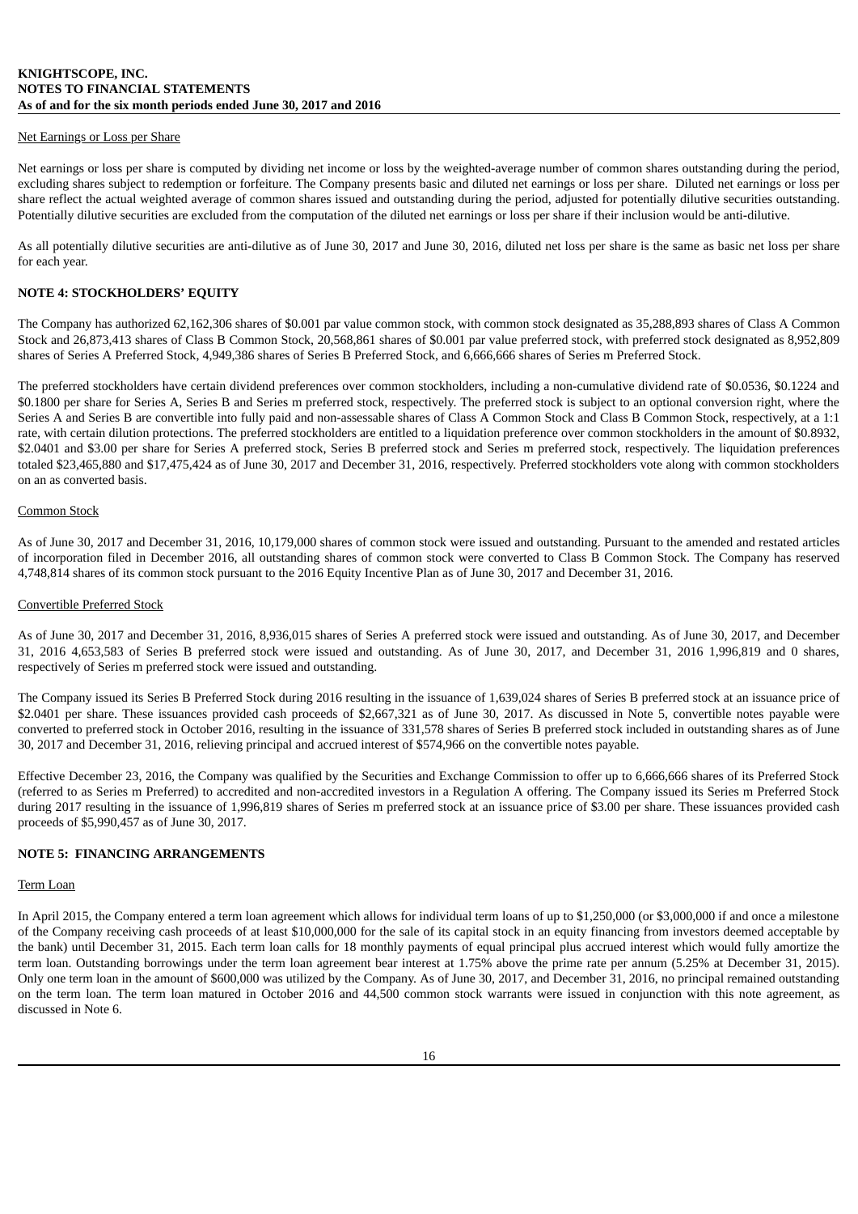Net Earnings or Loss per Share

Net earnings or loss per share is computed by dividing net income or loss by the weighted-average number of common shares outstanding during the period, excluding shares subject to redemption or forfeiture. The Company presents basic and diluted net earnings or loss per share. Diluted net earnings or loss per share reflect the actual weighted average of common shares issued and outstanding during the period, adjusted for potentially dilutive securities outstanding. Potentially dilutive securities are excluded from the computation of the diluted net earnings or loss per share if their inclusion would be anti-dilutive.

As all potentially dilutive securities are anti-dilutive as of June 30, 2017 and June 30, 2016, diluted net loss per share is the same as basic net loss per share for each year.

## NOTE 4: STOCKHOLDERS' EQUITY

The Company has authorized 62,162,306 shares of $0.001 par value common stock, with common stock designated as 35,288,893 shares of Class A Common Stock and 26,873,413 shares of Class B Common Stock, 20,568,861 shares of $0.001 par value preferred stock, with preferred stock designated as 8,952,809 shares of Series A Preferred Stock, 4,949,386 shares of Series B Preferred Stock, and 6,666,666 shares of Series m Preferred Stock.

The preferred stockholders have certain dividend preferences over common stockholders, including a non-cumulative dividend rate of $0.0536, $0.1224 and $0.1800 per share for Series A, Series B and Series m preferred stock, respectively. The preferred stock is subject to an optional conversion right, where the Series A and Series B are convertible into fully paid and non-assessable shares of Class A Common Stock and Class B Common Stock, respectively, at a 1:1 rate, with certain dilution protections. The preferred stockholders are entitled to a liquidation preference over common stockholders in the amount of $0.8932, $2.0401 and $3.00 per share for Series A preferred stock, Series B preferred stock and Series m preferred stock, respectively. The liquidation preferences totaled $23,465,880 and $17,475,424 as of June 30, 2017 and December 31, 2016, respectively. Preferred stockholders vote along with common stockholders on an as converted basis.

Common Stock

As of June 30, 2017 and December 31, 2016, 10,179,000 shares of common stock were issued and outstanding. Pursuant to the amended and restated articles of incorporation filed in December 2016, all outstanding shares of common stock were converted to Class B Common Stock. The Company has reserved 4,748,814 shares of its common stock pursuant to the 2016 Equity Incentive Plan as of June 30, 2017 and December 31, 2016.

Convertible Preferred Stock

As of June 30, 2017 and December 31, 2016, 8,936,015 shares of Series A preferred stock were issued and outstanding. As of June 30, 2017, and December 31, 2016 4,653,583 of Series B preferred stock were issued and outstanding. As of June 30, 2017, and December 31, 2016 1,996,819 and 0 shares, respectively of Series m preferred stock were issued and outstanding.

The Company issued its Series B Preferred Stock during 2016 resulting in the issuance of 1,639,024 shares of Series B preferred stock at an issuance price of $2.0401 per share. These issuances provided cash proceeds of $2,667,321 as of June 30, 2017. As discussed in Note 5, convertible notes payable were converted to preferred stock in October 2016, resulting in the issuance of 331,578 shares of Series B preferred stock included in outstanding shares as of June 30, 2017 and December 31, 2016, relieving principal and accrued interest of $574,966 on the convertible notes payable.

Effective December 23, 2016, the Company was qualified by the Securities and Exchange Commission to offer up to 6,666,666 shares of its Preferred Stock (referred to as Series m Preferred) to accredited and non-accredited investors in a Regulation A offering. The Company issued its Series m Preferred Stock during 2017 resulting in the issuance of 1,996,819 shares of Series m preferred stock at an issuance price of $3.00 per share. These issuances provided cash proceeds of $5,990,457 as of June 30, 2017.

## NOTE 5: FINANCING ARRANGEMENTS

Term Loan

In April 2015, the Company entered a term loan agreement which allows for individual term loans of up to $1,250,000 (or $3,000,000 if and once a milestone of the Company receiving cash proceeds of at least $10,000,000 for the sale of its capital stock in an equity financing from investors deemed acceptable by the bank) until December 31, 2015. Each term loan calls for 18 monthly payments of equal principal plus accrued interest which would fully amortize the term loan. Outstanding borrowings under the term loan agreement bear interest at 1.75% above the prime rate per annum (5.25% at December 31, 2015). Only one term loan in the amount of $600,000 was utilized by the Company. As of June 30, 2017, and December 31, 2016, no principal remained outstanding on the term loan. The term loan matured in October 2016 and 44,500 common stock warrants were issued in conjunction with this note agreement, as discussed in Note 6.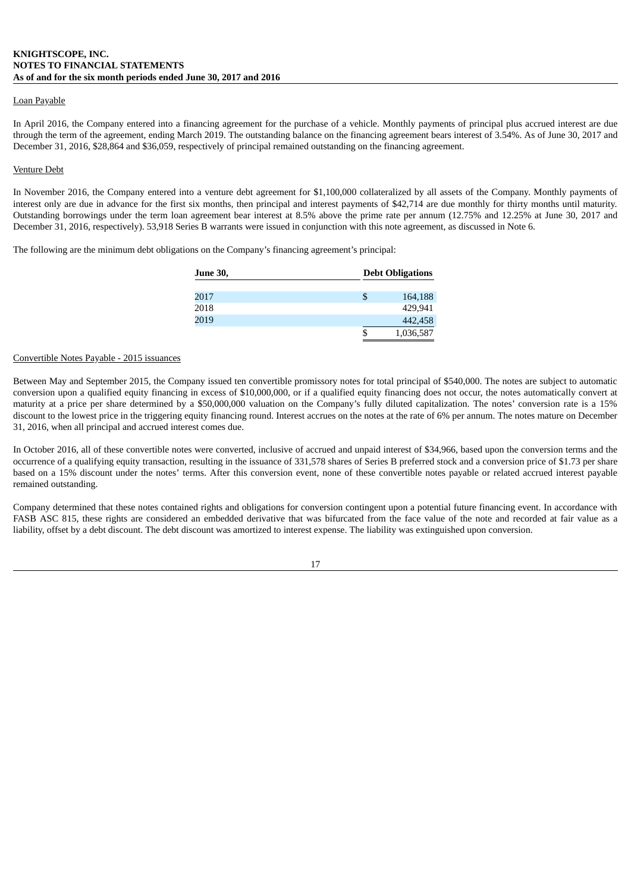Loan Payable

In April 2016, the Company entered into a financing agreement for the purchase of a vehicle. Monthly payments of principal plus accrued interest are due through the term of the agreement, ending March 2019. The outstanding balance on the financing agreement bears interest of 3.54%. As of June 30, 2017 and December 31, 2016, $28,864 and $36,059, respectively of principal remained outstanding on the financing agreement.

Venture Debt

In November 2016, the Company entered into a venture debt agreement for $1,100,000 collateralized by all assets of the Company. Monthly payments of interest only are due in advance for the first six months, then principal and interest payments of $42,714 are due monthly for thirty months until maturity. Outstanding borrowings under the term loan agreement bear interest at 8.5% above the prime rate per annum (12.75% and 12.25% at June 30, 2017 and December 31, 2016, respectively). 53,918 Series B warrants were issued in conjunction with this note agreement, as discussed in Note 6.

The following are the minimum debt obligations on the Company's financing agreement's principal:

| June 30, | Debt Obligations |
|---|---|
| 2017 | $ 164,188 |
| 2018 | 429,941 |
| 2019 | 442,458 |
| | $ 1,036,587 |

Convertible Notes Payable - 2015 issuances

Between May and September 2015, the Company issued ten convertible promissory notes for total principal of $540,000. The notes are subject to automatic conversion upon a qualified equity financing in excess of $10,000,000, or if a qualified equity financing does not occur, the notes automatically convert at maturity at a price per share determined by a $50,000,000 valuation on the Company's fully diluted capitalization. The notes' conversion rate is a 15% discount to the lowest price in the triggering equity financing round. Interest accrues on the notes at the rate of 6% per annum. The notes mature on December 31, 2016, when all principal and accrued interest comes due.

In October 2016, all of these convertible notes were converted, inclusive of accrued and unpaid interest of $34,966, based upon the conversion terms and the occurrence of a qualifying equity transaction, resulting in the issuance of 331,578 shares of Series B preferred stock and a conversion price of $1.73 per share based on a 15% discount under the notes' terms. After this conversion event, none of these convertible notes payable or related accrued interest payable remained outstanding.

Company determined that these notes contained rights and obligations for conversion contingent upon a potential future financing event. In accordance with FASB ASC 815, these rights are considered an embedded derivative that was bifurcated from the face value of the note and recorded at fair value as a liability, offset by a debt discount. The debt discount was amortized to interest expense. The liability was extinguished upon conversion.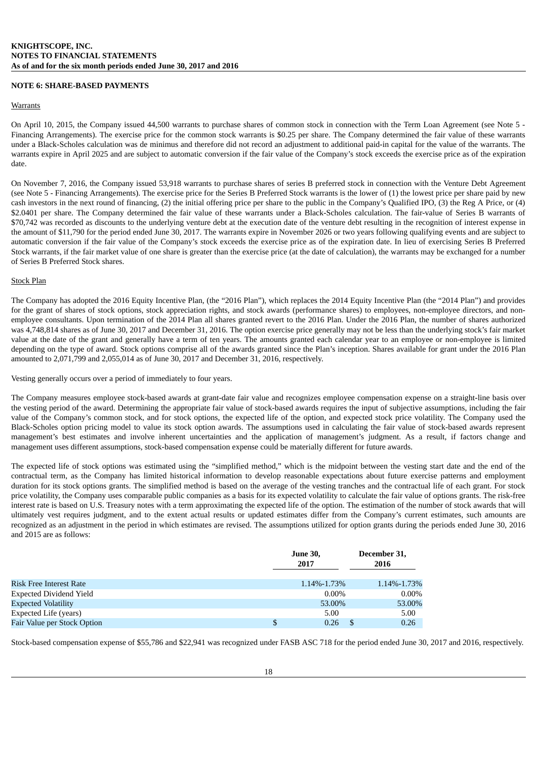**KNIGHTSCOPE, INC.**
**NOTES TO FINANCIAL STATEMENTS**
**As of and for the six month periods ended June 30, 2017 and 2016**

**NOTE 6: SHARE-BASED PAYMENTS**

Warrants

On April 10, 2015, the Company issued 44,500 warrants to purchase shares of common stock in connection with the Term Loan Agreement (see Note 5 - Financing Arrangements). The exercise price for the common stock warrants is $0.25 per share. The Company determined the fair value of these warrants under a Black-Scholes calculation was de minimus and therefore did not record an adjustment to additional paid-in capital for the value of the warrants. The warrants expire in April 2025 and are subject to automatic conversion if the fair value of the Company's stock exceeds the exercise price as of the expiration date.

On November 7, 2016, the Company issued 53,918 warrants to purchase shares of series B preferred stock in connection with the Venture Debt Agreement (see Note 5 - Financing Arrangements). The exercise price for the Series B Preferred Stock warrants is the lower of (1) the lowest price per share paid by new cash investors in the next round of financing, (2) the initial offering price per share to the public in the Company's Qualified IPO, (3) the Reg A Price, or (4) $2.0401 per share. The Company determined the fair value of these warrants under a Black-Scholes calculation. The fair-value of Series B warrants of $70,742 was recorded as discounts to the underlying venture debt at the execution date of the venture debt resulting in the recognition of interest expense in the amount of $11,790 for the period ended June 30, 2017. The warrants expire in November 2026 or two years following qualifying events and are subject to automatic conversion if the fair value of the Company's stock exceeds the exercise price as of the expiration date. In lieu of exercising Series B Preferred Stock warrants, if the fair market value of one share is greater than the exercise price (at the date of calculation), the warrants may be exchanged for a number of Series B Preferred Stock shares.

Stock Plan

The Company has adopted the 2016 Equity Incentive Plan, (the "2016 Plan"), which replaces the 2014 Equity Incentive Plan (the "2014 Plan") and provides for the grant of shares of stock options, stock appreciation rights, and stock awards (performance shares) to employees, non-employee directors, and non-employee consultants. Upon termination of the 2014 Plan all shares granted revert to the 2016 Plan. Under the 2016 Plan, the number of shares authorized was 4,748,814 shares as of June 30, 2017 and December 31, 2016. The option exercise price generally may not be less than the underlying stock's fair market value at the date of the grant and generally have a term of ten years. The amounts granted each calendar year to an employee or non-employee is limited depending on the type of award. Stock options comprise all of the awards granted since the Plan's inception. Shares available for grant under the 2016 Plan amounted to 2,071,799 and 2,055,014 as of June 30, 2017 and December 31, 2016, respectively.

Vesting generally occurs over a period of immediately to four years.

The Company measures employee stock-based awards at grant-date fair value and recognizes employee compensation expense on a straight-line basis over the vesting period of the award. Determining the appropriate fair value of stock-based awards requires the input of subjective assumptions, including the fair value of the Company's common stock, and for stock options, the expected life of the option, and expected stock price volatility. The Company used the Black-Scholes option pricing model to value its stock option awards. The assumptions used in calculating the fair value of stock-based awards represent management's best estimates and involve inherent uncertainties and the application of management's judgment. As a result, if factors change and management uses different assumptions, stock-based compensation expense could be materially different for future awards.

The expected life of stock options was estimated using the "simplified method," which is the midpoint between the vesting start date and the end of the contractual term, as the Company has limited historical information to develop reasonable expectations about future exercise patterns and employment duration for its stock options grants. The simplified method is based on the average of the vesting tranches and the contractual life of each grant. For stock price volatility, the Company uses comparable public companies as a basis for its expected volatility to calculate the fair value of options grants. The risk-free interest rate is based on U.S. Treasury notes with a term approximating the expected life of the option. The estimation of the number of stock awards that will ultimately vest requires judgment, and to the extent actual results or updated estimates differ from the Company's current estimates, such amounts are recognized as an adjustment in the period in which estimates are revised. The assumptions utilized for option grants during the periods ended June 30, 2016 and 2015 are as follows:

| | June 30, 2017 | December 31, 2016 |
|---|---|---|
| Risk Free Interest Rate | 1.14%-1.73% | 1.14%-1.73% |
| Expected Dividend Yield | 0.00% | 0.00% |
| Expected Volatility | 53.00% | 53.00% |
| Expected Life (years) | 5.00 | 5.00 |
| Fair Value per Stock Option | $ 0.26 | $ 0.26 |

Stock-based compensation expense of $55,786 and $22,941 was recognized under FASB ASC 718 for the period ended June 30, 2017 and 2016, respectively.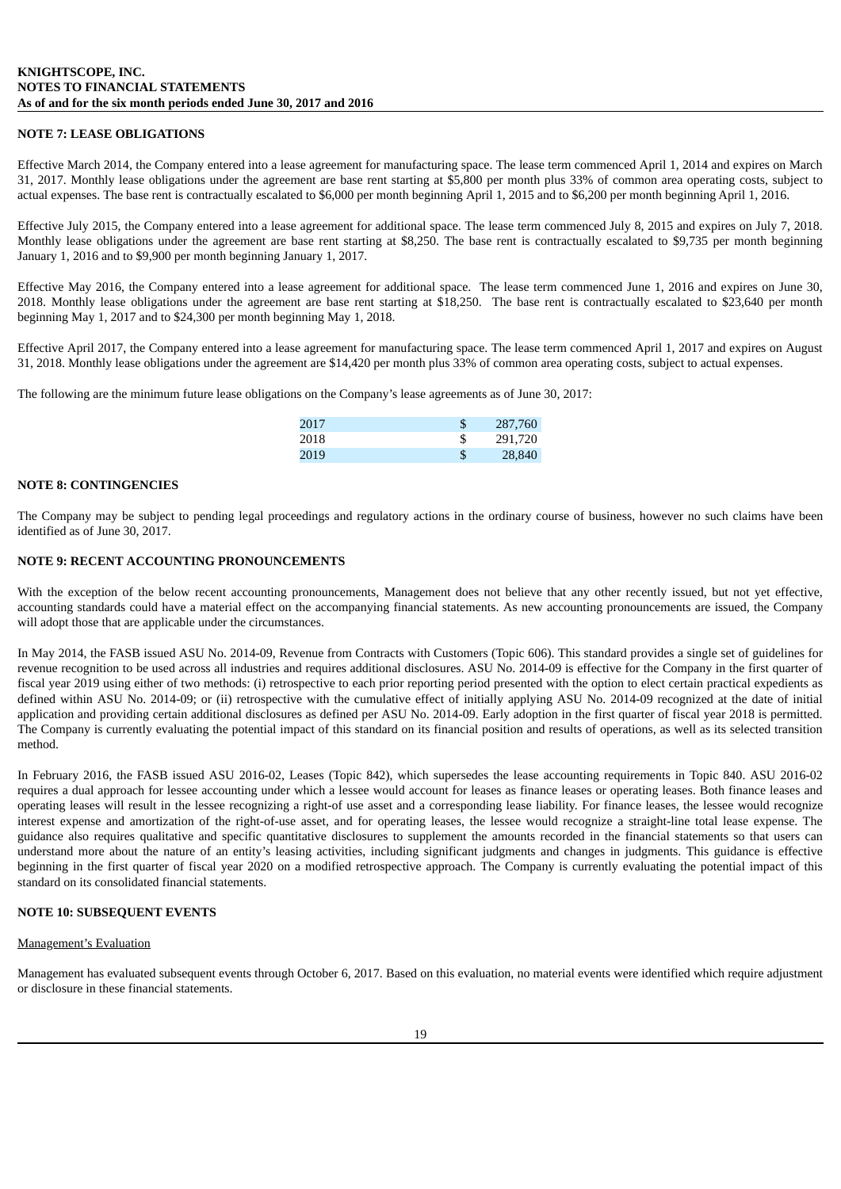## NOTE 7: LEASE OBLIGATIONS

Effective March 2014, the Company entered into a lease agreement for manufacturing space. The lease term commenced April 1, 2014 and expires on March 31, 2017. Monthly lease obligations under the agreement are base rent starting at $5,800 per month plus 33% of common area operating costs, subject to actual expenses. The base rent is contractually escalated to $6,000 per month beginning April 1, 2015 and to $6,200 per month beginning April 1, 2016.

Effective July 2015, the Company entered into a lease agreement for additional space. The lease term commenced July 8, 2015 and expires on July 7, 2018. Monthly lease obligations under the agreement are base rent starting at $8,250. The base rent is contractually escalated to $9,735 per month beginning January 1, 2016 and to $9,900 per month beginning January 1, 2017.

Effective May 2016, the Company entered into a lease agreement for additional space. The lease term commenced June 1, 2016 and expires on June 30, 2018. Monthly lease obligations under the agreement are base rent starting at $18,250. The base rent is contractually escalated to $23,640 per month beginning May 1, 2017 and to $24,300 per month beginning May 1, 2018.

Effective April 2017, the Company entered into a lease agreement for manufacturing space. The lease term commenced April 1, 2017 and expires on August 31, 2018. Monthly lease obligations under the agreement are $14,420 per month plus 33% of common area operating costs, subject to actual expenses.

The following are the minimum future lease obligations on the Company's lease agreements as of June 30, 2017:

| | |
|---|---|
| 2017 | $ 287,760 |
| 2018 | $ 291,720 |
| 2019 | $ 28,840 |

## NOTE 8: CONTINGENCIES

The Company may be subject to pending legal proceedings and regulatory actions in the ordinary course of business, however no such claims have been identified as of June 30, 2017.

## NOTE 9: RECENT ACCOUNTING PRONOUNCEMENTS

With the exception of the below recent accounting pronouncements, Management does not believe that any other recently issued, but not yet effective, accounting standards could have a material effect on the accompanying financial statements. As new accounting pronouncements are issued, the Company will adopt those that are applicable under the circumstances.

In May 2014, the FASB issued ASU No. 2014-09, Revenue from Contracts with Customers (Topic 606). This standard provides a single set of guidelines for revenue recognition to be used across all industries and requires additional disclosures. ASU No. 2014-09 is effective for the Company in the first quarter of fiscal year 2019 using either of two methods: (i) retrospective to each prior reporting period presented with the option to elect certain practical expedients as defined within ASU No. 2014-09; or (ii) retrospective with the cumulative effect of initially applying ASU No. 2014-09 recognized at the date of initial application and providing certain additional disclosures as defined per ASU No. 2014-09. Early adoption in the first quarter of fiscal year 2018 is permitted. The Company is currently evaluating the potential impact of this standard on its financial position and results of operations, as well as its selected transition method.

In February 2016, the FASB issued ASU 2016-02, Leases (Topic 842), which supersedes the lease accounting requirements in Topic 840. ASU 2016-02 requires a dual approach for lessee accounting under which a lessee would account for leases as finance leases or operating leases. Both finance leases and operating leases will result in the lessee recognizing a right-of use asset and a corresponding lease liability. For finance leases, the lessee would recognize interest expense and amortization of the right-of-use asset, and for operating leases, the lessee would recognize a straight-line total lease expense. The guidance also requires qualitative and specific quantitative disclosures to supplement the amounts recorded in the financial statements so that users can understand more about the nature of an entity's leasing activities, including significant judgments and changes in judgments. This guidance is effective beginning in the first quarter of fiscal year 2020 on a modified retrospective approach. The Company is currently evaluating the potential impact of this standard on its consolidated financial statements.

## NOTE 10: SUBSEQUENT EVENTS

Management's Evaluation

Management has evaluated subsequent events through October 6, 2017. Based on this evaluation, no material events were identified which require adjustment or disclosure in these financial statements.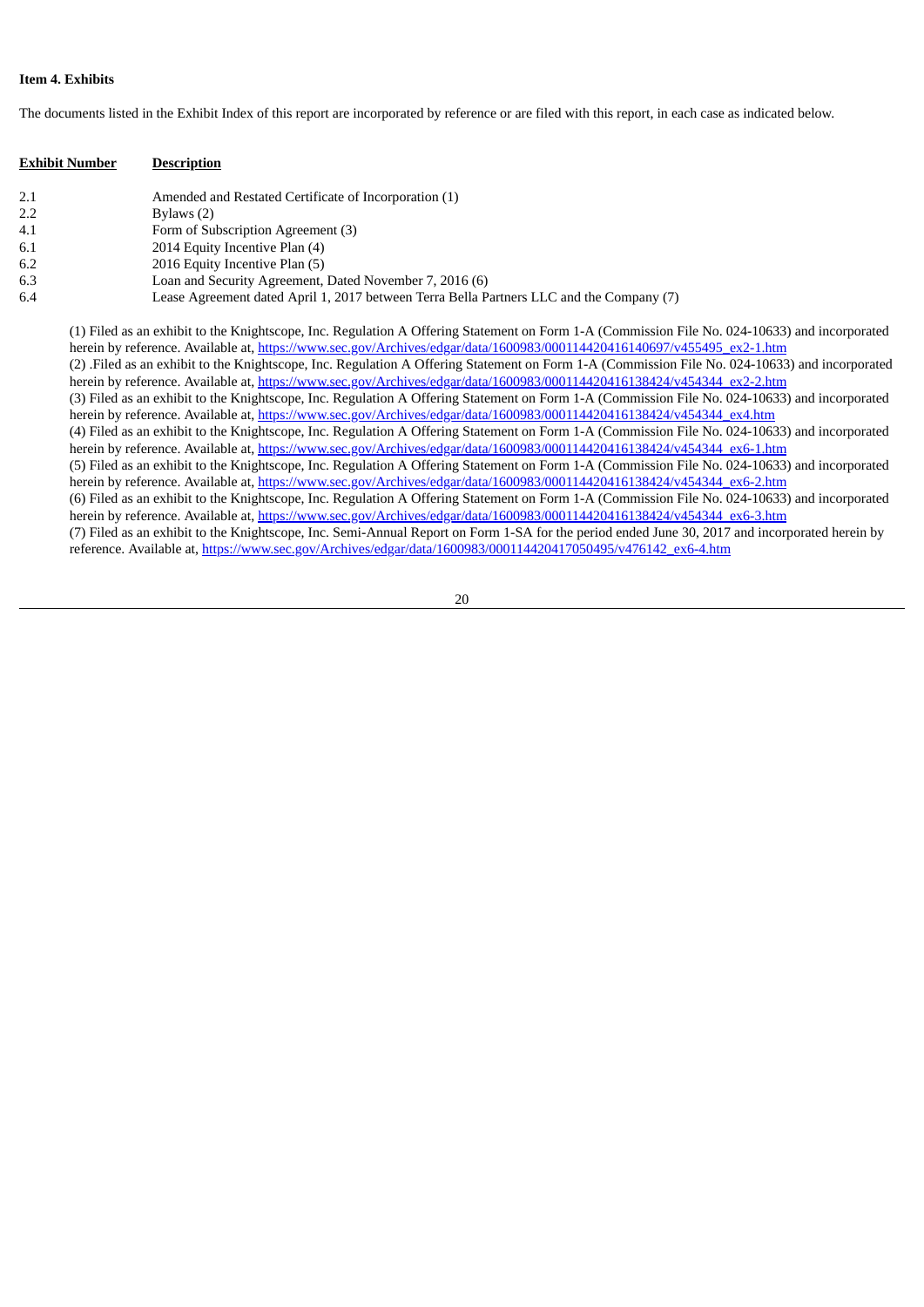**Item 4. Exhibits**

The documents listed in the Exhibit Index of this report are incorporated by reference or are filed with this report, in each case as indicated below.

| Exhibit Number | Description |
| --- | --- |
| 2.1 | Amended and Restated Certificate of Incorporation (1) |
| 2.2 | Bylaws (2) |
| 4.1 | Form of Subscription Agreement (3) |
| 6.1 | 2014 Equity Incentive Plan (4) |
| 6.2 | 2016 Equity Incentive Plan (5) |
| 6.3 | Loan and Security Agreement, Dated November 7, 2016 (6) |
| 6.4 | Lease Agreement dated April 1, 2017 between Terra Bella Partners LLC and the Company (7) |

(1) Filed as an exhibit to the Knightscope, Inc. Regulation A Offering Statement on Form 1-A (Commission File No. 024-10633) and incorporated herein by reference. Available at, https://www.sec.gov/Archives/edgar/data/1600983/000114420416140697/v455495_ex2-1.htm

(2) .Filed as an exhibit to the Knightscope, Inc. Regulation A Offering Statement on Form 1-A (Commission File No. 024-10633) and incorporated herein by reference. Available at, https://www.sec.gov/Archives/edgar/data/1600983/000114420416138424/v454344_ex2-2.htm

(3) Filed as an exhibit to the Knightscope, Inc. Regulation A Offering Statement on Form 1-A (Commission File No. 024-10633) and incorporated herein by reference. Available at, https://www.sec.gov/Archives/edgar/data/1600983/000114420416138424/v454344_ex4.htm

(4) Filed as an exhibit to the Knightscope, Inc. Regulation A Offering Statement on Form 1-A (Commission File No. 024-10633) and incorporated herein by reference. Available at, https://www.sec.gov/Archives/edgar/data/1600983/000114420416138424/v454344_ex6-1.htm

(5) Filed as an exhibit to the Knightscope, Inc. Regulation A Offering Statement on Form 1-A (Commission File No. 024-10633) and incorporated herein by reference. Available at, https://www.sec.gov/Archives/edgar/data/1600983/000114420416138424/v454344_ex6-2.htm

(6) Filed as an exhibit to the Knightscope, Inc. Regulation A Offering Statement on Form 1-A (Commission File No. 024-10633) and incorporated herein by reference. Available at, https://www.sec.gov/Archives/edgar/data/1600983/000114420416138424/v454344_ex6-3.htm

(7) Filed as an exhibit to the Knightscope, Inc. Semi-Annual Report on Form 1-SA for the period ended June 30, 2017 and incorporated herein by reference. Available at, https://www.sec.gov/Archives/edgar/data/1600983/000114420417050495/v476142_ex6-4.htm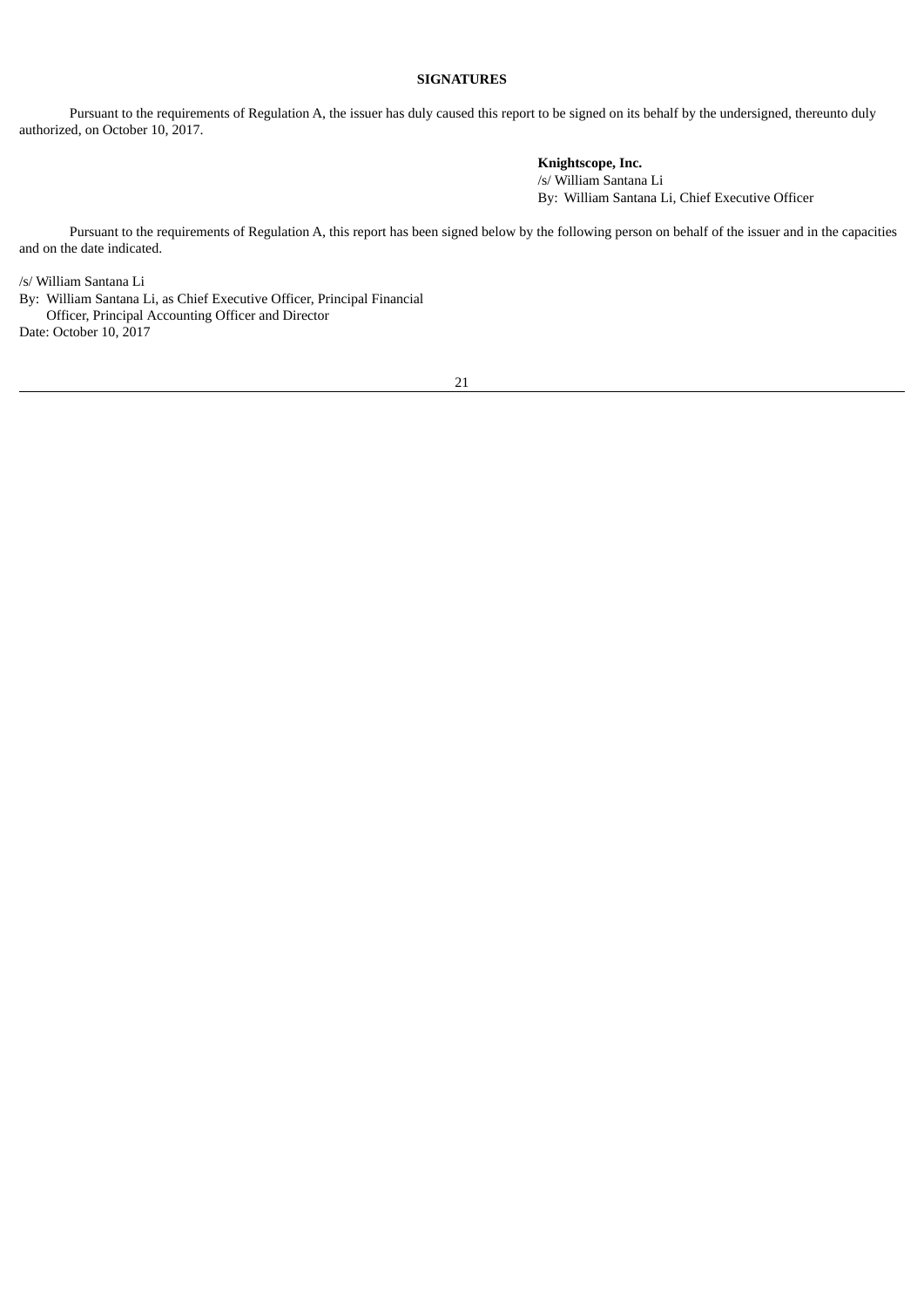## SIGNATURES

Pursuant to the requirements of Regulation A, the issuer has duly caused this report to be signed on its behalf by the undersigned, thereunto duly authorized, on October 10, 2017.

**Knightscope, Inc.**
/s/ William Santana Li
By: William Santana Li, Chief Executive Officer

Pursuant to the requirements of Regulation A, this report has been signed below by the following person on behalf of the issuer and in the capacities and on the date indicated.

/s/ William Santana Li
By: William Santana Li, as Chief Executive Officer, Principal Financial Officer, Principal Accounting Officer and Director
Date: October 10, 2017